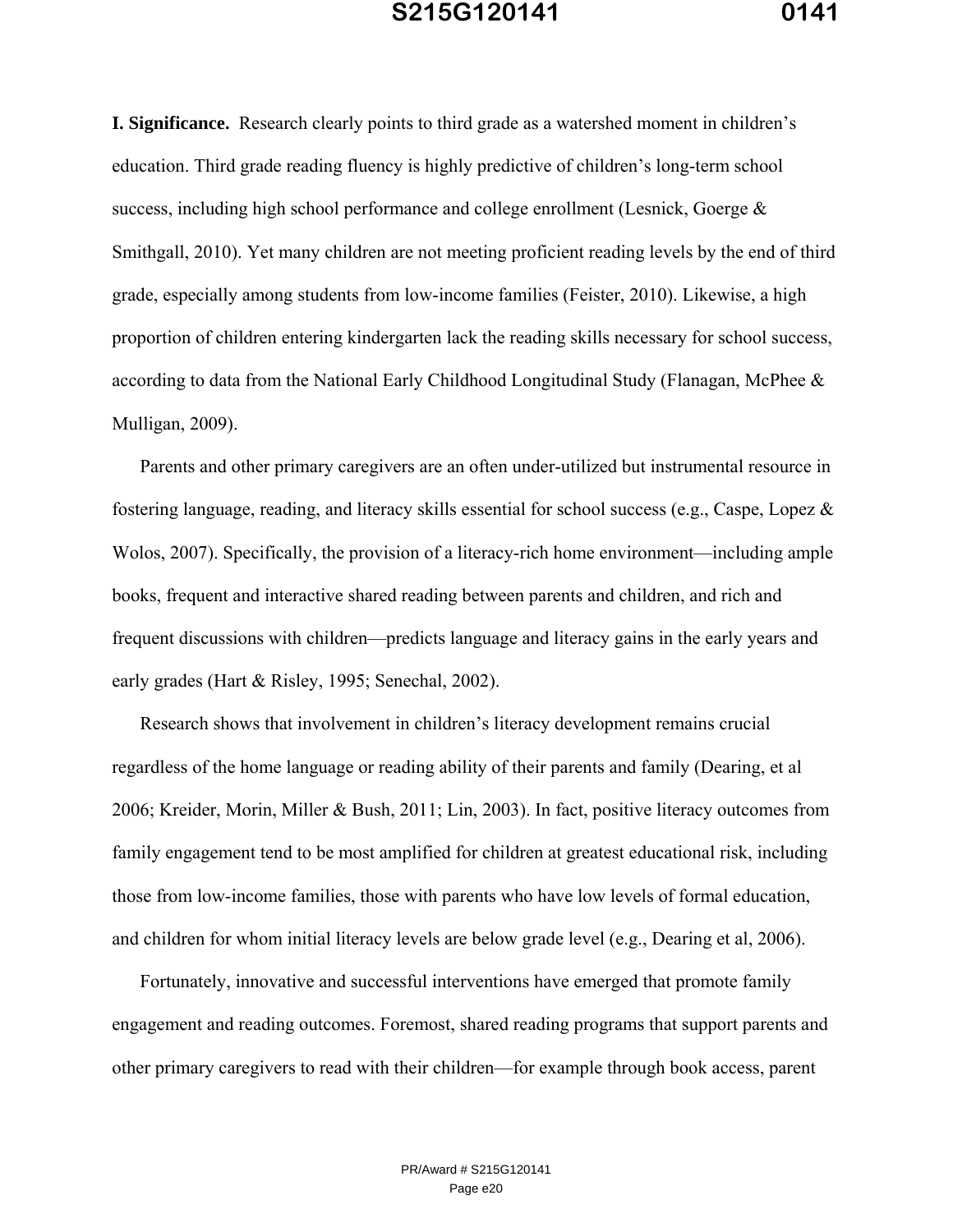**I. Significance.** Research clearly points to third grade as a watershed moment in children's education. Third grade reading fluency is highly predictive of children's long-term school success, including high school performance and college enrollment (Lesnick, Goerge & Smithgall, 2010). Yet many children are not meeting proficient reading levels by the end of third grade, especially among students from low-income families (Feister, 2010). Likewise, a high proportion of children entering kindergarten lack the reading skills necessary for school success, according to data from the National Early Childhood Longitudinal Study (Flanagan, McPhee & Mulligan, 2009).

Parents and other primary caregivers are an often under-utilized but instrumental resource in fostering language, reading, and literacy skills essential for school success (e.g., Caspe, Lopez & Wolos, 2007). Specifically, the provision of a literacy-rich home environment—including ample books, frequent and interactive shared reading between parents and children, and rich and frequent discussions with children—predicts language and literacy gains in the early years and early grades (Hart & Risley, 1995; Senechal, 2002).

Research shows that involvement in children's literacy development remains crucial regardless of the home language or reading ability of their parents and family (Dearing, et al 2006; Kreider, Morin, Miller & Bush, 2011; Lin, 2003). In fact, positive literacy outcomes from family engagement tend to be most amplified for children at greatest educational risk, including those from low-income families, those with parents who have low levels of formal education, and children for whom initial literacy levels are below grade level (e.g., Dearing et al, 2006).

Fortunately, innovative and successful interventions have emerged that promote family engagement and reading outcomes. Foremost, shared reading programs that support parents and other primary caregivers to read with their children—for example through book access, parent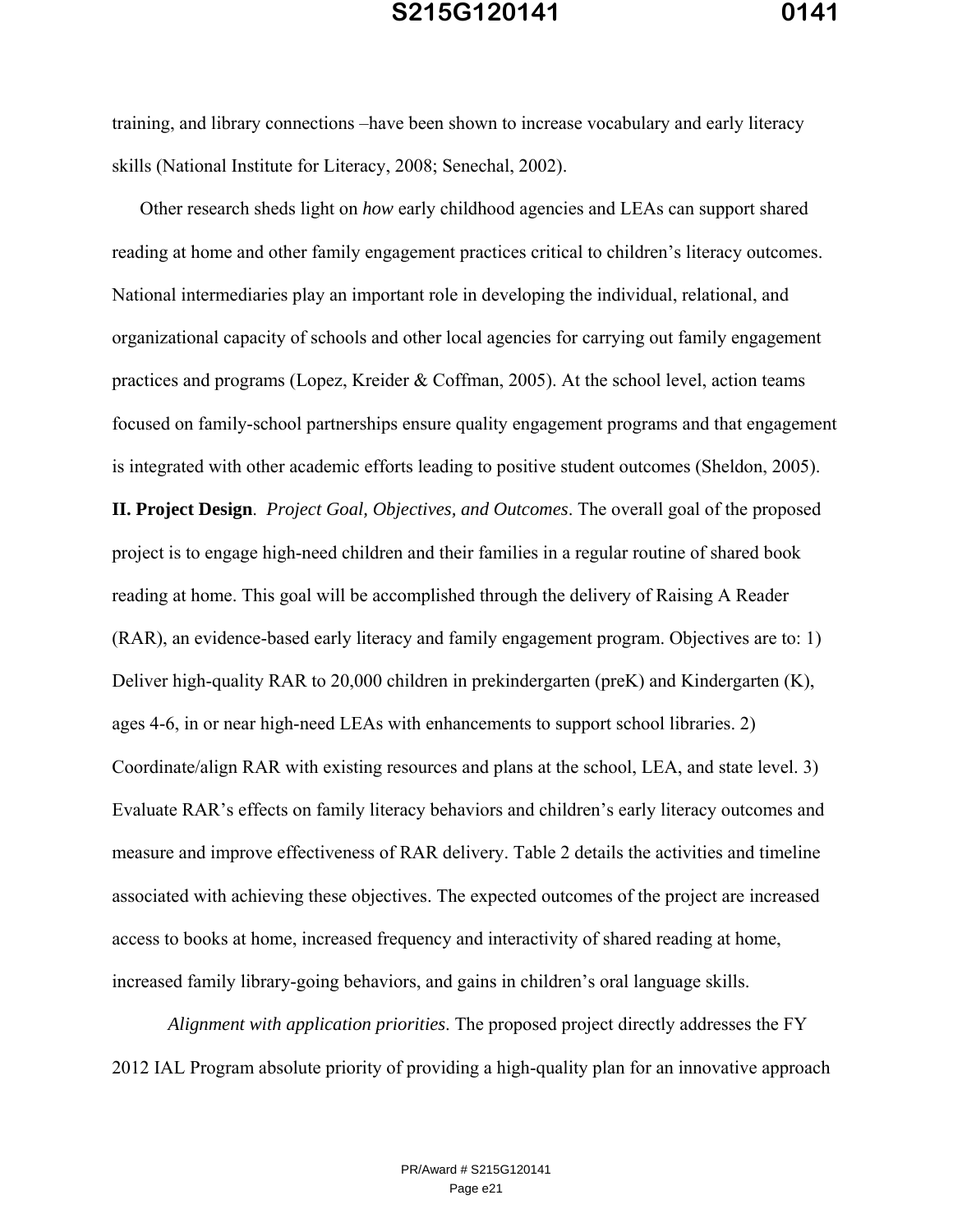training, and library connections –have been shown to increase vocabulary and early literacy skills (National Institute for Literacy, 2008; Senechal, 2002).

Other research sheds light on *how* early childhood agencies and LEAs can support shared reading at home and other family engagement practices critical to children's literacy outcomes. National intermediaries play an important role in developing the individual, relational, and organizational capacity of schools and other local agencies for carrying out family engagement practices and programs (Lopez, Kreider & Coffman, 2005). At the school level, action teams focused on family-school partnerships ensure quality engagement programs and that engagement is integrated with other academic efforts leading to positive student outcomes (Sheldon, 2005).

**II. Project Design**. *Project Goal, Objectives, and Outcomes*. The overall goal of the proposed project is to engage high-need children and their families in a regular routine of shared book reading at home. This goal will be accomplished through the delivery of Raising A Reader (RAR), an evidence-based early literacy and family engagement program. Objectives are to: 1) Deliver high-quality RAR to 20,000 children in prekindergarten (preK) and Kindergarten (K), ages 4-6, in or near high-need LEAs with enhancements to support school libraries. 2) Coordinate/align RAR with existing resources and plans at the school, LEA, and state level. 3) Evaluate RAR's effects on family literacy behaviors and children's early literacy outcomes and measure and improve effectiveness of RAR delivery. Table 2 details the activities and timeline associated with achieving these objectives. The expected outcomes of the project are increased access to books at home, increased frequency and interactivity of shared reading at home, increased family library-going behaviors, and gains in children's oral language skills.

*Alignment with application priorities*. The proposed project directly addresses the FY 2012 IAL Program absolute priority of providing a high-quality plan for an innovative approach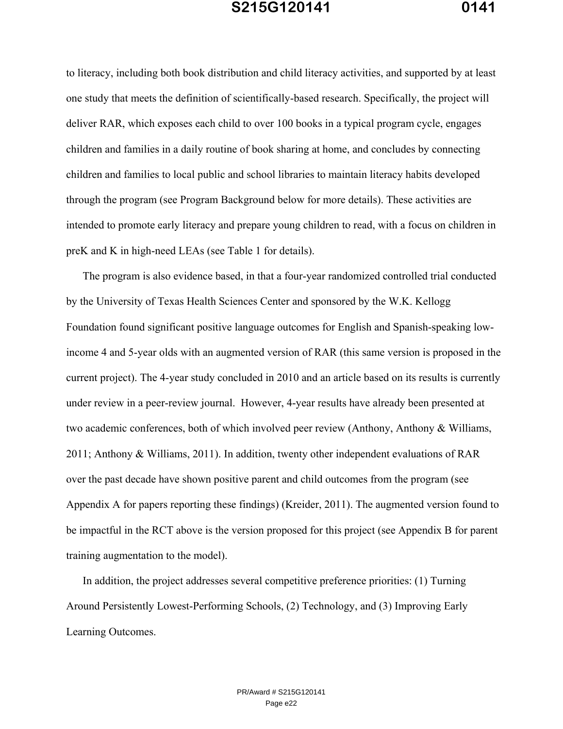to literacy, including both book distribution and child literacy activities, and supported by at least one study that meets the definition of scientifically-based research. Specifically, the project will deliver RAR, which exposes each child to over 100 books in a typical program cycle, engages children and families in a daily routine of book sharing at home, and concludes by connecting children and families to local public and school libraries to maintain literacy habits developed through the program (see Program Background below for more details). These activities are intended to promote early literacy and prepare young children to read, with a focus on children in preK and K in high-need LEAs (see Table 1 for details).

The program is also evidence based, in that a four-year randomized controlled trial conducted by the University of Texas Health Sciences Center and sponsored by the W.K. Kellogg Foundation found significant positive language outcomes for English and Spanish-speaking low-income 4 and 5-year olds with an augmented version of RAR (this same version is proposed in the current project). The 4-year study concluded in 2010 and an article based on its results is currently under review in a peer-review journal. However, 4-year results have already been presented at two academic conferences, both of which involved peer review (Anthony, Anthony & Williams, 2011; Anthony & Williams, 2011). In addition, twenty other independent evaluations of RAR over the past decade have shown positive parent and child outcomes from the program (see Appendix A for papers reporting these findings) (Kreider, 2011). The augmented version found to be impactful in the RCT above is the version proposed for this project (see Appendix B for parent training augmentation to the model).

In addition, the project addresses several competitive preference priorities: (1) Turning Around Persistently Lowest-Performing Schools, (2) Technology, and (3) Improving Early Learning Outcomes.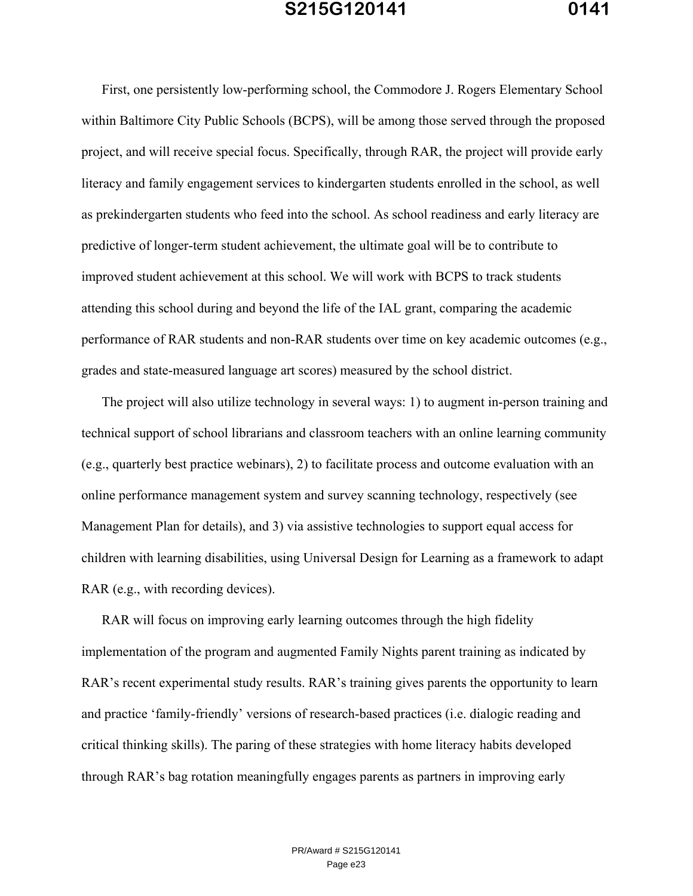First, one persistently low-performing school, the Commodore J. Rogers Elementary School within Baltimore City Public Schools (BCPS), will be among those served through the proposed project, and will receive special focus. Specifically, through RAR, the project will provide early literacy and family engagement services to kindergarten students enrolled in the school, as well as prekindergarten students who feed into the school. As school readiness and early literacy are predictive of longer-term student achievement, the ultimate goal will be to contribute to improved student achievement at this school. We will work with BCPS to track students attending this school during and beyond the life of the IAL grant, comparing the academic performance of RAR students and non-RAR students over time on key academic outcomes (e.g., grades and state-measured language art scores) measured by the school district.

The project will also utilize technology in several ways: 1) to augment in-person training and technical support of school librarians and classroom teachers with an online learning community (e.g., quarterly best practice webinars), 2) to facilitate process and outcome evaluation with an online performance management system and survey scanning technology, respectively (see Management Plan for details), and 3) via assistive technologies to support equal access for children with learning disabilities, using Universal Design for Learning as a framework to adapt RAR (e.g., with recording devices).

RAR will focus on improving early learning outcomes through the high fidelity implementation of the program and augmented Family Nights parent training as indicated by RAR's recent experimental study results. RAR's training gives parents the opportunity to learn and practice 'family-friendly' versions of research-based practices (i.e. dialogic reading and critical thinking skills). The paring of these strategies with home literacy habits developed through RAR's bag rotation meaningfully engages parents as partners in improving early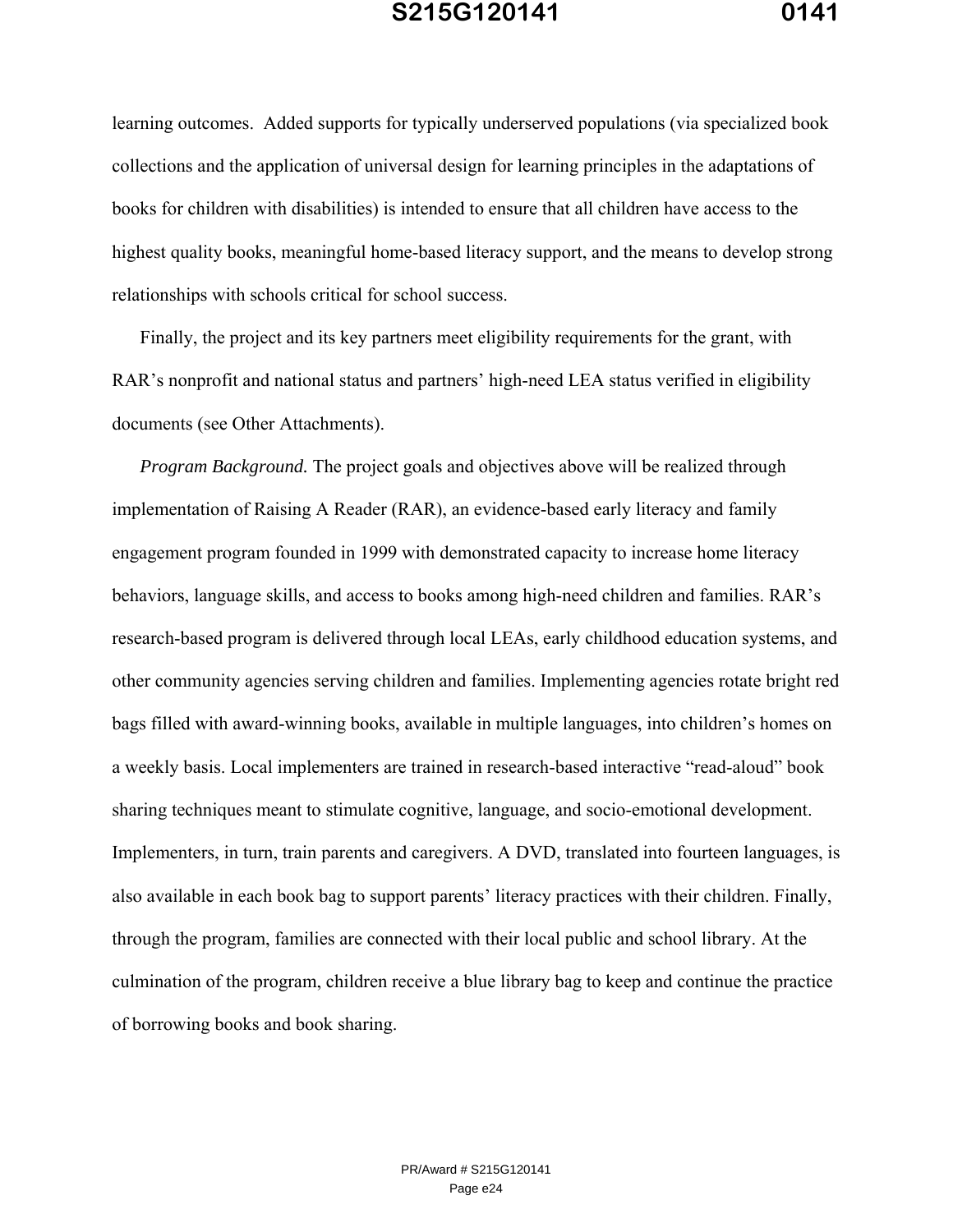learning outcomes. Added supports for typically underserved populations (via specialized book collections and the application of universal design for learning principles in the adaptations of books for children with disabilities) is intended to ensure that all children have access to the highest quality books, meaningful home-based literacy support, and the means to develop strong relationships with schools critical for school success.

Finally, the project and its key partners meet eligibility requirements for the grant, with RAR's nonprofit and national status and partners' high-need LEA status verified in eligibility documents (see Other Attachments).

*Program Background.* The project goals and objectives above will be realized through implementation of Raising A Reader (RAR), an evidence-based early literacy and family engagement program founded in 1999 with demonstrated capacity to increase home literacy behaviors, language skills, and access to books among high-need children and families. RAR's research-based program is delivered through local LEAs, early childhood education systems, and other community agencies serving children and families. Implementing agencies rotate bright red bags filled with award-winning books, available in multiple languages, into children's homes on a weekly basis. Local implementers are trained in research-based interactive "read-aloud" book sharing techniques meant to stimulate cognitive, language, and socio-emotional development. Implementers, in turn, train parents and caregivers. A DVD, translated into fourteen languages, is also available in each book bag to support parents' literacy practices with their children. Finally, through the program, families are connected with their local public and school library. At the culmination of the program, children receive a blue library bag to keep and continue the practice of borrowing books and book sharing.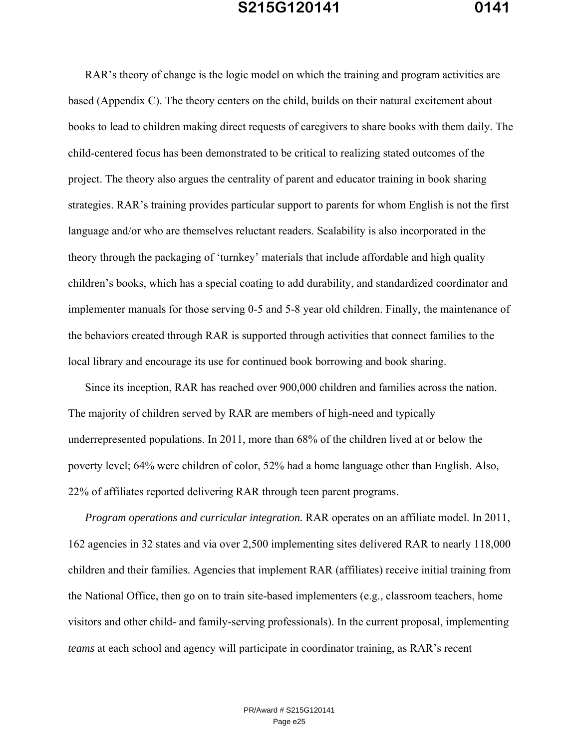RAR's theory of change is the logic model on which the training and program activities are based (Appendix C). The theory centers on the child, builds on their natural excitement about books to lead to children making direct requests of caregivers to share books with them daily. The child-centered focus has been demonstrated to be critical to realizing stated outcomes of the project. The theory also argues the centrality of parent and educator training in book sharing strategies. RAR's training provides particular support to parents for whom English is not the first language and/or who are themselves reluctant readers. Scalability is also incorporated in the theory through the packaging of 'turnkey' materials that include affordable and high quality children's books, which has a special coating to add durability, and standardized coordinator and implementer manuals for those serving 0-5 and 5-8 year old children. Finally, the maintenance of the behaviors created through RAR is supported through activities that connect families to the local library and encourage its use for continued book borrowing and book sharing.

Since its inception, RAR has reached over 900,000 children and families across the nation. The majority of children served by RAR are members of high-need and typically underrepresented populations. In 2011, more than 68% of the children lived at or below the poverty level; 64% were children of color, 52% had a home language other than English. Also, 22% of affiliates reported delivering RAR through teen parent programs.

*Program operations and curricular integration.* RAR operates on an affiliate model. In 2011, 162 agencies in 32 states and via over 2,500 implementing sites delivered RAR to nearly 118,000 children and their families. Agencies that implement RAR (affiliates) receive initial training from the National Office, then go on to train site-based implementers (e.g., classroom teachers, home visitors and other child- and family-serving professionals). In the current proposal, implementing *teams* at each school and agency will participate in coordinator training, as RAR's recent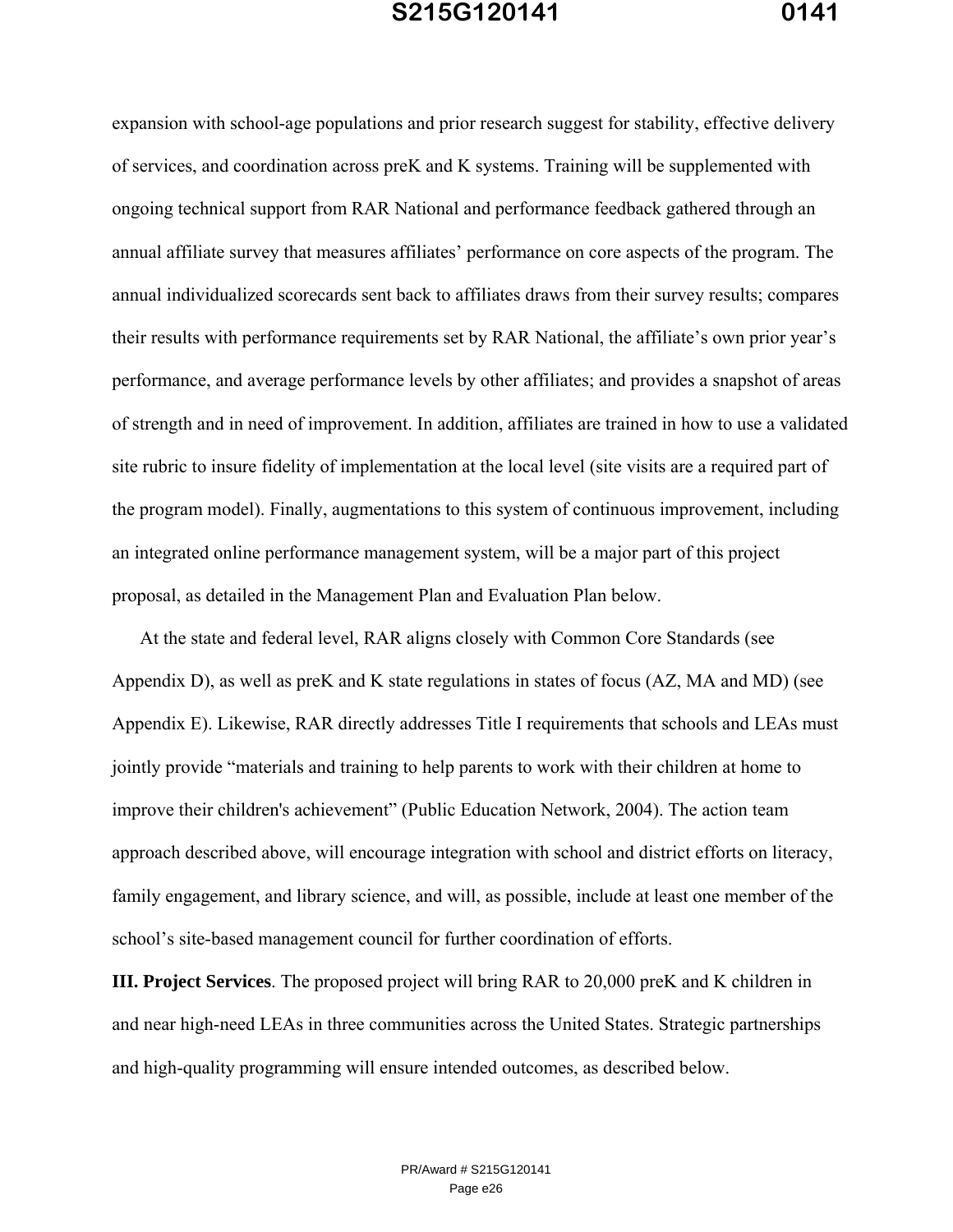expansion with school-age populations and prior research suggest for stability, effective delivery of services, and coordination across preK and K systems. Training will be supplemented with ongoing technical support from RAR National and performance feedback gathered through an annual affiliate survey that measures affiliates' performance on core aspects of the program. The annual individualized scorecards sent back to affiliates draws from their survey results; compares their results with performance requirements set by RAR National, the affiliate's own prior year's performance, and average performance levels by other affiliates; and provides a snapshot of areas of strength and in need of improvement. In addition, affiliates are trained in how to use a validated site rubric to insure fidelity of implementation at the local level (site visits are a required part of the program model). Finally, augmentations to this system of continuous improvement, including an integrated online performance management system, will be a major part of this project proposal, as detailed in the Management Plan and Evaluation Plan below.

At the state and federal level, RAR aligns closely with Common Core Standards (see Appendix D), as well as preK and K state regulations in states of focus (AZ, MA and MD) (see Appendix E). Likewise, RAR directly addresses Title I requirements that schools and LEAs must jointly provide "materials and training to help parents to work with their children at home to improve their children's achievement" (Public Education Network, 2004). The action team approach described above, will encourage integration with school and district efforts on literacy, family engagement, and library science, and will, as possible, include at least one member of the school's site-based management council for further coordination of efforts.

**III. Project Services**. The proposed project will bring RAR to 20,000 preK and K children in and near high-need LEAs in three communities across the United States. Strategic partnerships and high-quality programming will ensure intended outcomes, as described below.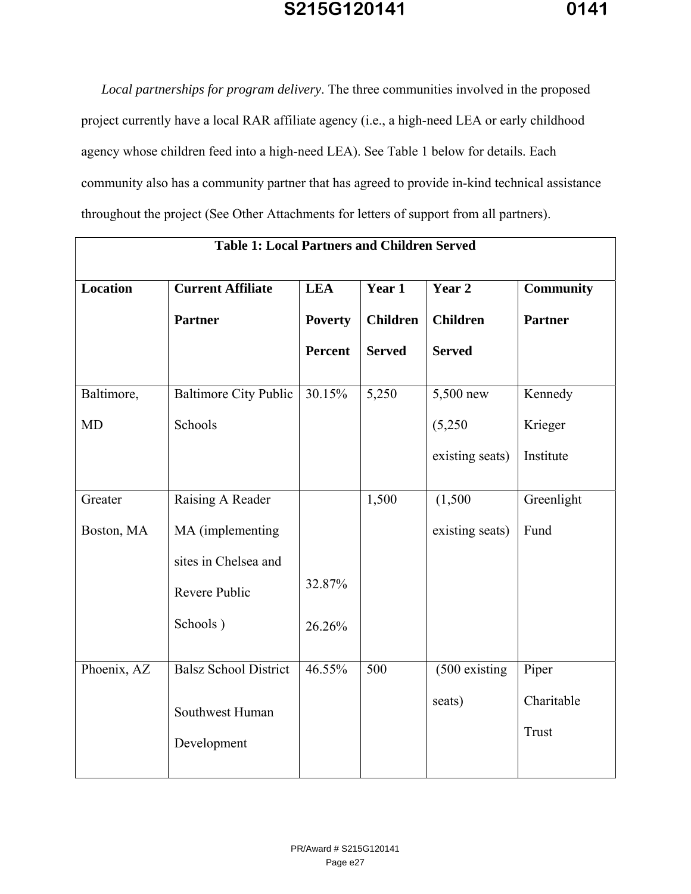*Local partnerships for program delivery*. The three communities involved in the proposed project currently have a local RAR affiliate agency (i.e., a high-need LEA or early childhood agency whose children feed into a high-need LEA). See Table 1 below for details. Each community also has a community partner that has agreed to provide in-kind technical assistance throughout the project (See Other Attachments for letters of support from all partners).

**Table 1: Local Partners and Children Served**

| Location | Current Affiliate Partner | LEA Poverty Percent | Year 1 Children Served | Year 2 Children Served | Community Partner |
|---|---|---|---|---|---|
| Baltimore, MD | Baltimore City Public Schools | 30.15% | 5,250 | 5,500 new (5,250 existing seats) | Kennedy Krieger Institute |
| Greater Boston, MA | Raising A Reader MA (implementing sites in Chelsea and Revere Public Schools ) | 32.87% 26.26% | 1,500 | (1,500 existing seats) | Greenlight Fund |
| Phoenix, AZ | Balsz School District Southwest Human Development | 46.55% | 500 | (500 existing seats) | Piper Charitable Trust |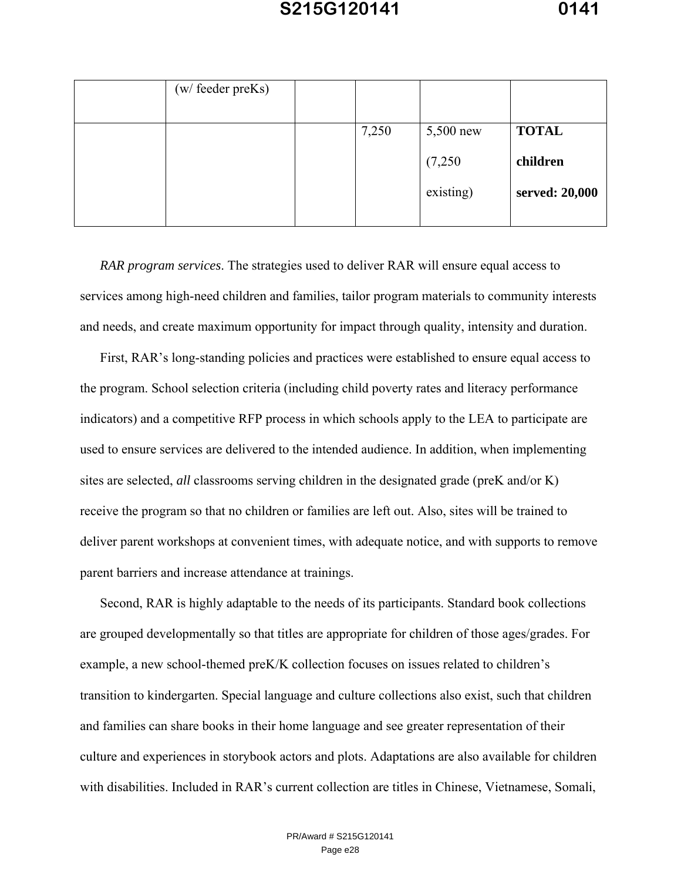| | | | | | |
|---|---|---|---|---|---|
| | (w/ feeder preKs) | | | | |
| | | | 7,250 | 5,500 new (7,250 existing) | **TOTAL children served: 20,000** |

*RAR program services*. The strategies used to deliver RAR will ensure equal access to services among high-need children and families, tailor program materials to community interests and needs, and create maximum opportunity for impact through quality, intensity and duration.

First, RAR's long-standing policies and practices were established to ensure equal access to the program. School selection criteria (including child poverty rates and literacy performance indicators) and a competitive RFP process in which schools apply to the LEA to participate are used to ensure services are delivered to the intended audience. In addition, when implementing sites are selected, *all* classrooms serving children in the designated grade (preK and/or K) receive the program so that no children or families are left out. Also, sites will be trained to deliver parent workshops at convenient times, with adequate notice, and with supports to remove parent barriers and increase attendance at trainings.

Second, RAR is highly adaptable to the needs of its participants. Standard book collections are grouped developmentally so that titles are appropriate for children of those ages/grades. For example, a new school-themed preK/K collection focuses on issues related to children's transition to kindergarten. Special language and culture collections also exist, such that children and families can share books in their home language and see greater representation of their culture and experiences in storybook actors and plots. Adaptations are also available for children with disabilities. Included in RAR's current collection are titles in Chinese, Vietnamese, Somali,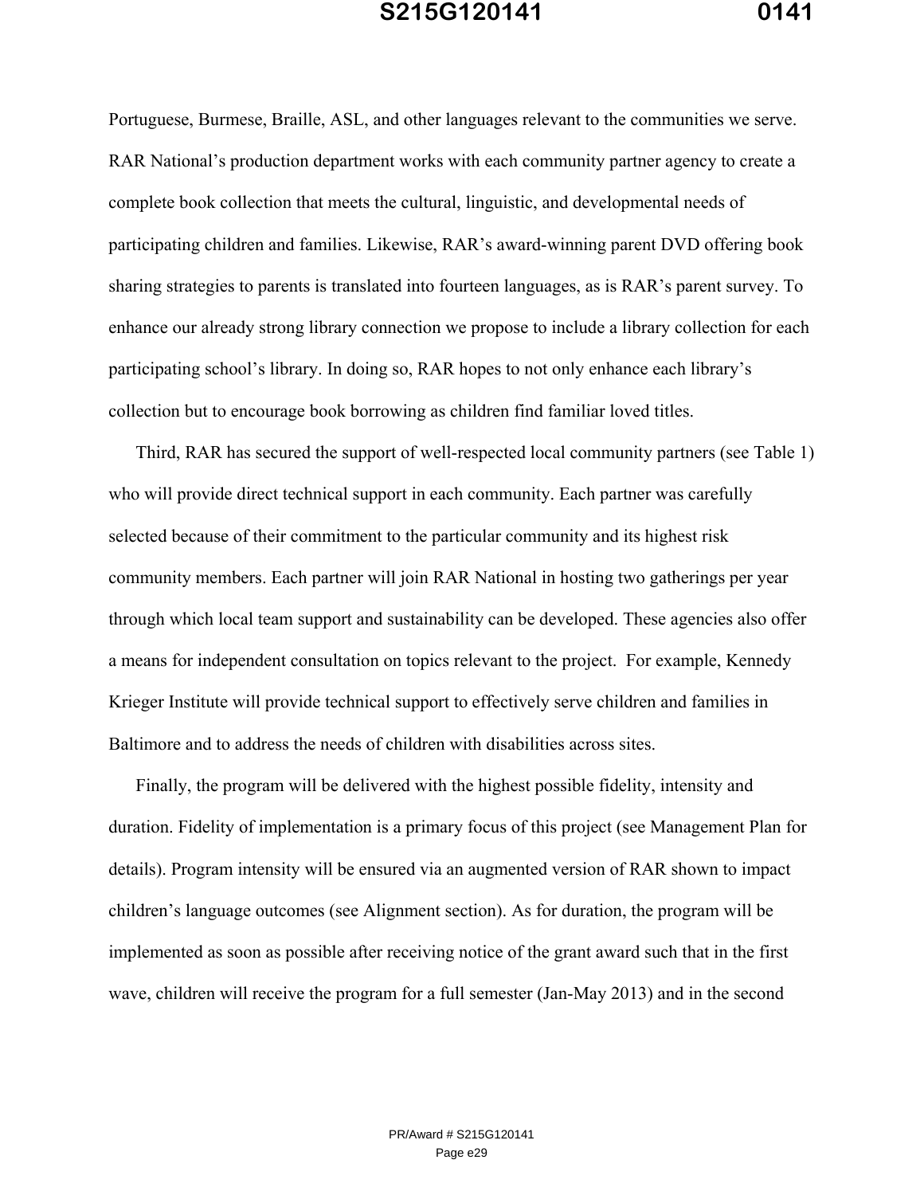Portuguese, Burmese, Braille, ASL, and other languages relevant to the communities we serve. RAR National's production department works with each community partner agency to create a complete book collection that meets the cultural, linguistic, and developmental needs of participating children and families. Likewise, RAR's award-winning parent DVD offering book sharing strategies to parents is translated into fourteen languages, as is RAR's parent survey. To enhance our already strong library connection we propose to include a library collection for each participating school's library. In doing so, RAR hopes to not only enhance each library's collection but to encourage book borrowing as children find familiar loved titles.

Third, RAR has secured the support of well-respected local community partners (see Table 1) who will provide direct technical support in each community. Each partner was carefully selected because of their commitment to the particular community and its highest risk community members. Each partner will join RAR National in hosting two gatherings per year through which local team support and sustainability can be developed. These agencies also offer a means for independent consultation on topics relevant to the project. For example, Kennedy Krieger Institute will provide technical support to effectively serve children and families in Baltimore and to address the needs of children with disabilities across sites.

Finally, the program will be delivered with the highest possible fidelity, intensity and duration. Fidelity of implementation is a primary focus of this project (see Management Plan for details). Program intensity will be ensured via an augmented version of RAR shown to impact children's language outcomes (see Alignment section). As for duration, the program will be implemented as soon as possible after receiving notice of the grant award such that in the first wave, children will receive the program for a full semester (Jan-May 2013) and in the second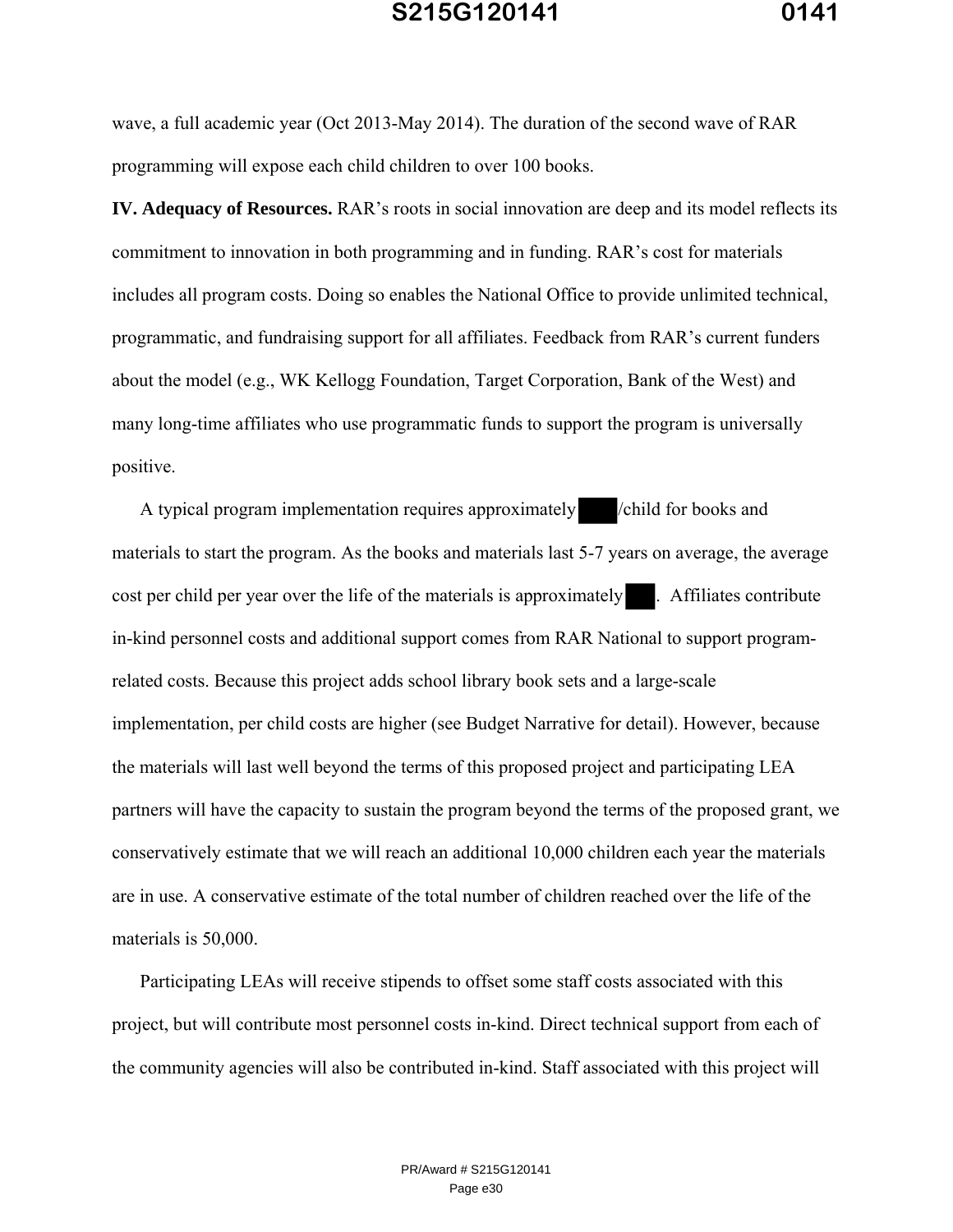wave, a full academic year (Oct 2013-May 2014). The duration of the second wave of RAR programming will expose each child children to over 100 books.

**IV. Adequacy of Resources.** RAR's roots in social innovation are deep and its model reflects its commitment to innovation in both programming and in funding. RAR's cost for materials includes all program costs. Doing so enables the National Office to provide unlimited technical, programmatic, and fundraising support for all affiliates. Feedback from RAR's current funders about the model (e.g., WK Kellogg Foundation, Target Corporation, Bank of the West) and many long-time affiliates who use programmatic funds to support the program is universally positive.

A typical program implementation requires approximately ███/child for books and materials to start the program. As the books and materials last 5-7 years on average, the average cost per child per year over the life of the materials is approximately ██. Affiliates contribute in-kind personnel costs and additional support comes from RAR National to support program-related costs. Because this project adds school library book sets and a large-scale implementation, per child costs are higher (see Budget Narrative for detail). However, because the materials will last well beyond the terms of this proposed project and participating LEA partners will have the capacity to sustain the program beyond the terms of the proposed grant, we conservatively estimate that we will reach an additional 10,000 children each year the materials are in use. A conservative estimate of the total number of children reached over the life of the materials is 50,000.

Participating LEAs will receive stipends to offset some staff costs associated with this project, but will contribute most personnel costs in-kind. Direct technical support from each of the community agencies will also be contributed in-kind. Staff associated with this project will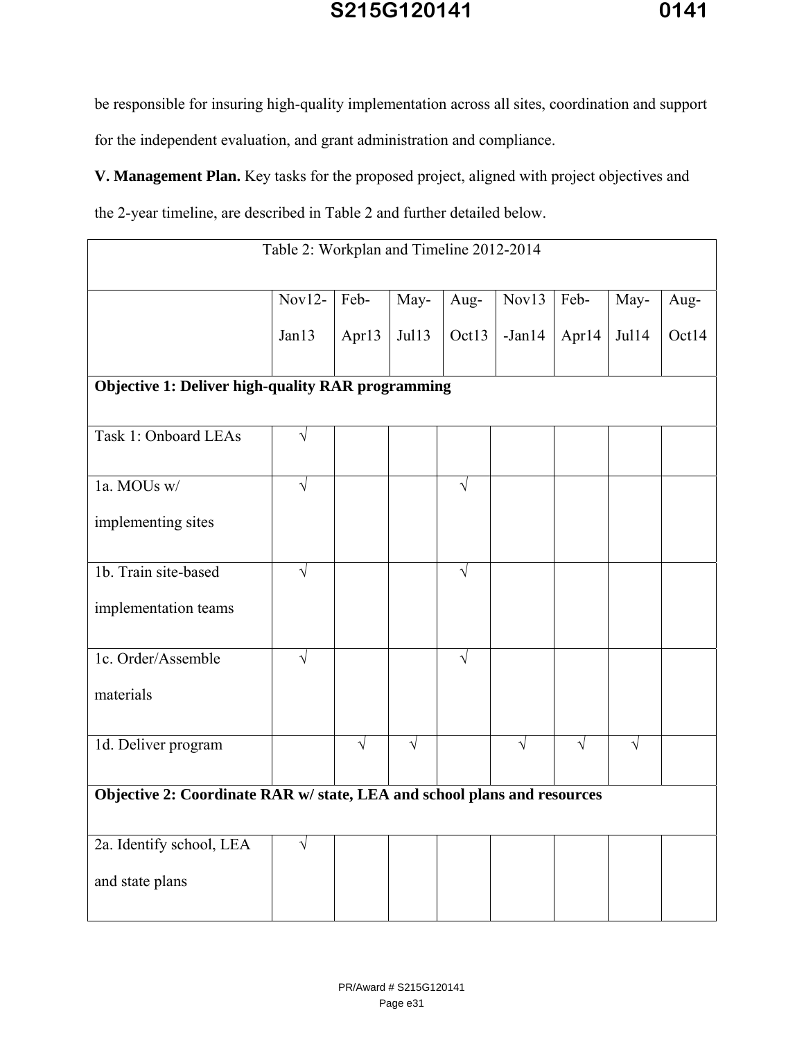be responsible for insuring high-quality implementation across all sites, coordination and support for the independent evaluation, and grant administration and compliance.

**V. Management Plan.** Key tasks for the proposed project, aligned with project objectives and the 2-year timeline, are described in Table 2 and further detailed below.

| Table 2: Workplan and Timeline 2012-2014 | | | | | | | | |
|---|---|---|---|---|---|---|---|---|
| | Nov12-Jan13 | Feb-Apr13 | May-Jul13 | Aug-Oct13 | Nov13-Jan14 | Feb-Apr14 | May-Jul14 | Aug-Oct14 |
| **Objective 1: Deliver high-quality RAR programming** | | | | | | | | |
| Task 1: Onboard LEAs | √ | | | | | | | |
| 1a. MOUs w/ implementing sites | √ | | | √ | | | | |
| 1b. Train site-based implementation teams | √ | | | √ | | | | |
| 1c. Order/Assemble materials | √ | | | √ | | | | |
| 1d. Deliver program | | √ | √ | | √ | √ | √ | |
| **Objective 2: Coordinate RAR w/ state, LEA and school plans and resources** | | | | | | | | |
| 2a. Identify school, LEA and state plans | √ | | | | | | | |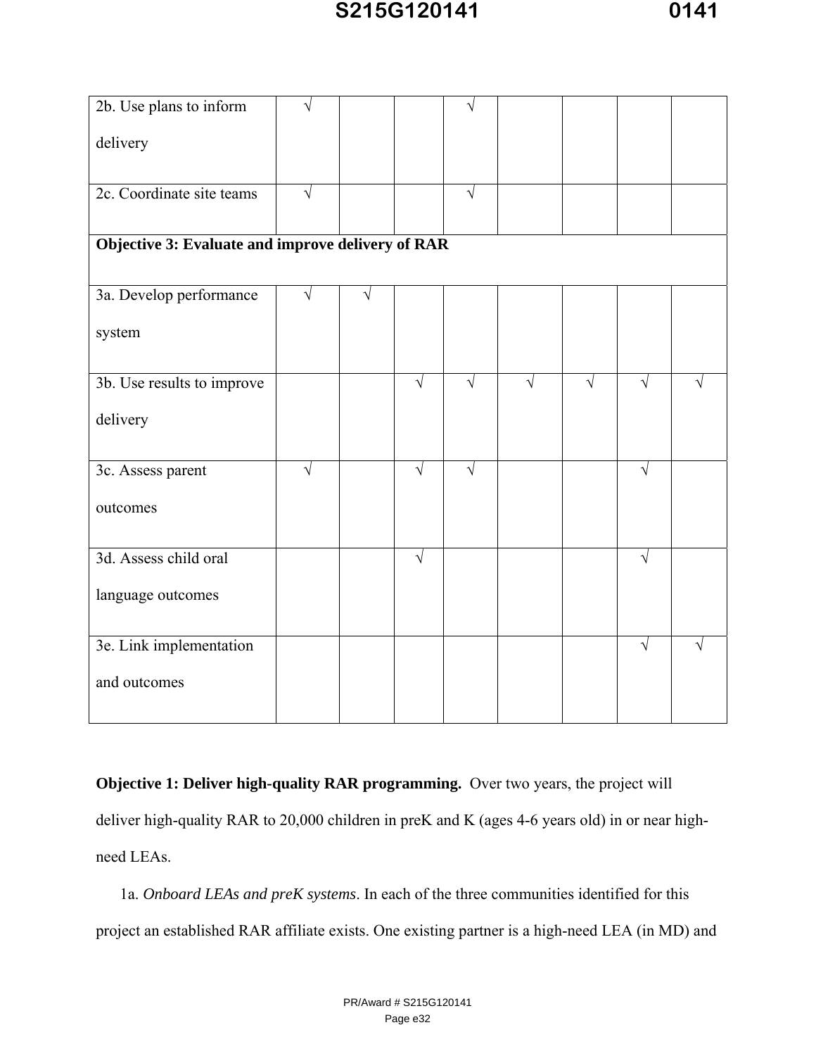| | | | | | | | | |
|---|---|---|---|---|---|---|---|---|
| 2b. Use plans to inform delivery | √ | | | √ | | | | |
| 2c. Coordinate site teams | √ | | | √ | | | | |
| **Objective 3: Evaluate and improve delivery of RAR** | | | | | | | | |
| 3a. Develop performance system | √ | √ | | | | | | |
| 3b. Use results to improve delivery | | | √ | √ | √ | √ | √ | √ |
| 3c. Assess parent outcomes | √ | | √ | √ | | | √ | |
| 3d. Assess child oral language outcomes | | | √ | | | | √ | |
| 3e. Link implementation and outcomes | | | | | | | √ | √ |

**Objective 1: Deliver high-quality RAR programming.** Over two years, the project will deliver high-quality RAR to 20,000 children in preK and K (ages 4-6 years old) in or near high-need LEAs.

1a. *Onboard LEAs and preK systems*. In each of the three communities identified for this project an established RAR affiliate exists. One existing partner is a high-need LEA (in MD) and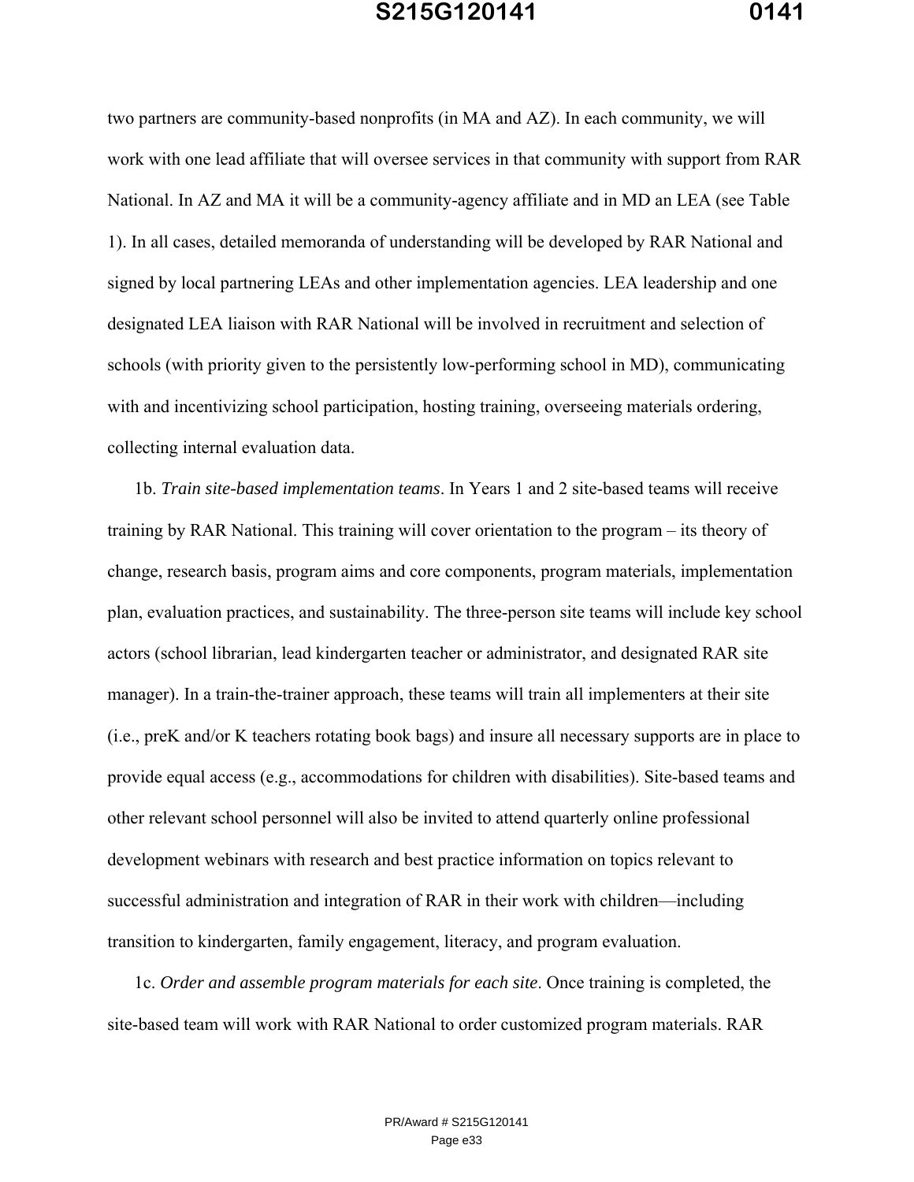two partners are community-based nonprofits (in MA and AZ). In each community, we will work with one lead affiliate that will oversee services in that community with support from RAR National. In AZ and MA it will be a community-agency affiliate and in MD an LEA (see Table 1). In all cases, detailed memoranda of understanding will be developed by RAR National and signed by local partnering LEAs and other implementation agencies. LEA leadership and one designated LEA liaison with RAR National will be involved in recruitment and selection of schools (with priority given to the persistently low-performing school in MD), communicating with and incentivizing school participation, hosting training, overseeing materials ordering, collecting internal evaluation data.

1b. *Train site-based implementation teams*. In Years 1 and 2 site-based teams will receive training by RAR National. This training will cover orientation to the program – its theory of change, research basis, program aims and core components, program materials, implementation plan, evaluation practices, and sustainability. The three-person site teams will include key school actors (school librarian, lead kindergarten teacher or administrator, and designated RAR site manager). In a train-the-trainer approach, these teams will train all implementers at their site (i.e., preK and/or K teachers rotating book bags) and insure all necessary supports are in place to provide equal access (e.g., accommodations for children with disabilities). Site-based teams and other relevant school personnel will also be invited to attend quarterly online professional development webinars with research and best practice information on topics relevant to successful administration and integration of RAR in their work with children—including transition to kindergarten, family engagement, literacy, and program evaluation.

1c. *Order and assemble program materials for each site*. Once training is completed, the site-based team will work with RAR National to order customized program materials. RAR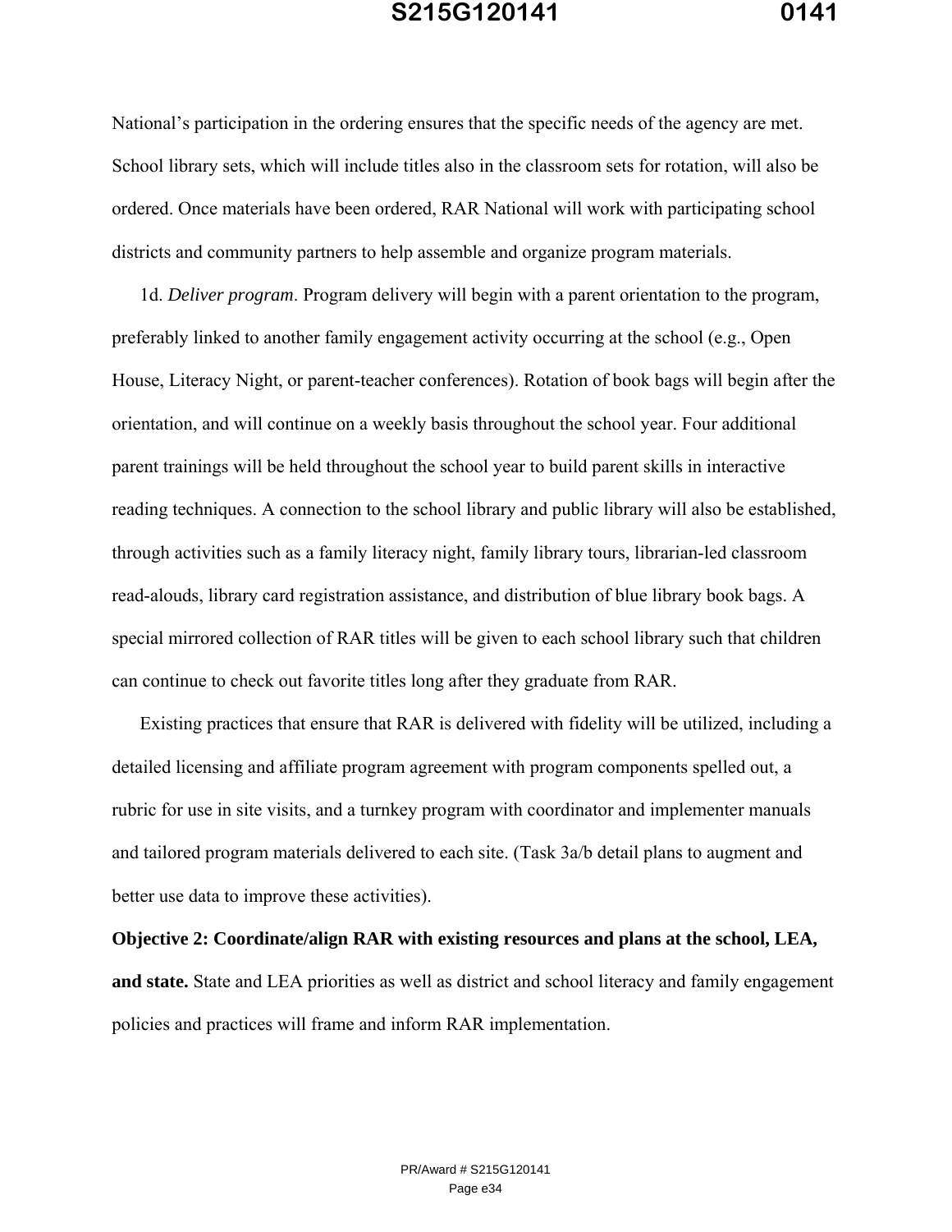National's participation in the ordering ensures that the specific needs of the agency are met. School library sets, which will include titles also in the classroom sets for rotation, will also be ordered. Once materials have been ordered, RAR National will work with participating school districts and community partners to help assemble and organize program materials.

1d. *Deliver program*. Program delivery will begin with a parent orientation to the program, preferably linked to another family engagement activity occurring at the school (e.g., Open House, Literacy Night, or parent-teacher conferences). Rotation of book bags will begin after the orientation, and will continue on a weekly basis throughout the school year. Four additional parent trainings will be held throughout the school year to build parent skills in interactive reading techniques. A connection to the school library and public library will also be established, through activities such as a family literacy night, family library tours, librarian-led classroom read-alouds, library card registration assistance, and distribution of blue library book bags. A special mirrored collection of RAR titles will be given to each school library such that children can continue to check out favorite titles long after they graduate from RAR.

Existing practices that ensure that RAR is delivered with fidelity will be utilized, including a detailed licensing and affiliate program agreement with program components spelled out, a rubric for use in site visits, and a turnkey program with coordinator and implementer manuals and tailored program materials delivered to each site. (Task 3a/b detail plans to augment and better use data to improve these activities).

**Objective 2: Coordinate/align RAR with existing resources and plans at the school, LEA, and state.** State and LEA priorities as well as district and school literacy and family engagement policies and practices will frame and inform RAR implementation.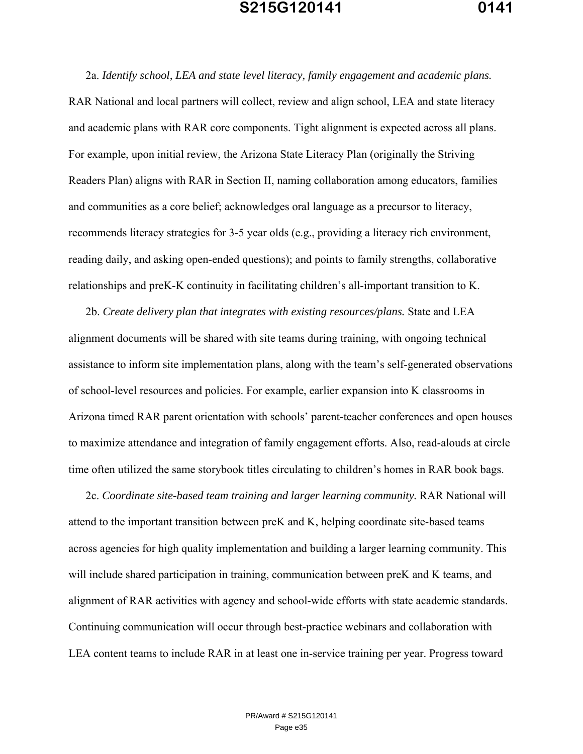2a. *Identify school, LEA and state level literacy, family engagement and academic plans.* RAR National and local partners will collect, review and align school, LEA and state literacy and academic plans with RAR core components. Tight alignment is expected across all plans. For example, upon initial review, the Arizona State Literacy Plan (originally the Striving Readers Plan) aligns with RAR in Section II, naming collaboration among educators, families and communities as a core belief; acknowledges oral language as a precursor to literacy, recommends literacy strategies for 3-5 year olds (e.g., providing a literacy rich environment, reading daily, and asking open-ended questions); and points to family strengths, collaborative relationships and preK-K continuity in facilitating children's all-important transition to K.

2b. *Create delivery plan that integrates with existing resources/plans.* State and LEA alignment documents will be shared with site teams during training, with ongoing technical assistance to inform site implementation plans, along with the team's self-generated observations of school-level resources and policies. For example, earlier expansion into K classrooms in Arizona timed RAR parent orientation with schools' parent-teacher conferences and open houses to maximize attendance and integration of family engagement efforts. Also, read-alouds at circle time often utilized the same storybook titles circulating to children's homes in RAR book bags.

2c. *Coordinate site-based team training and larger learning community.* RAR National will attend to the important transition between preK and K, helping coordinate site-based teams across agencies for high quality implementation and building a larger learning community. This will include shared participation in training, communication between preK and K teams, and alignment of RAR activities with agency and school-wide efforts with state academic standards. Continuing communication will occur through best-practice webinars and collaboration with LEA content teams to include RAR in at least one in-service training per year. Progress toward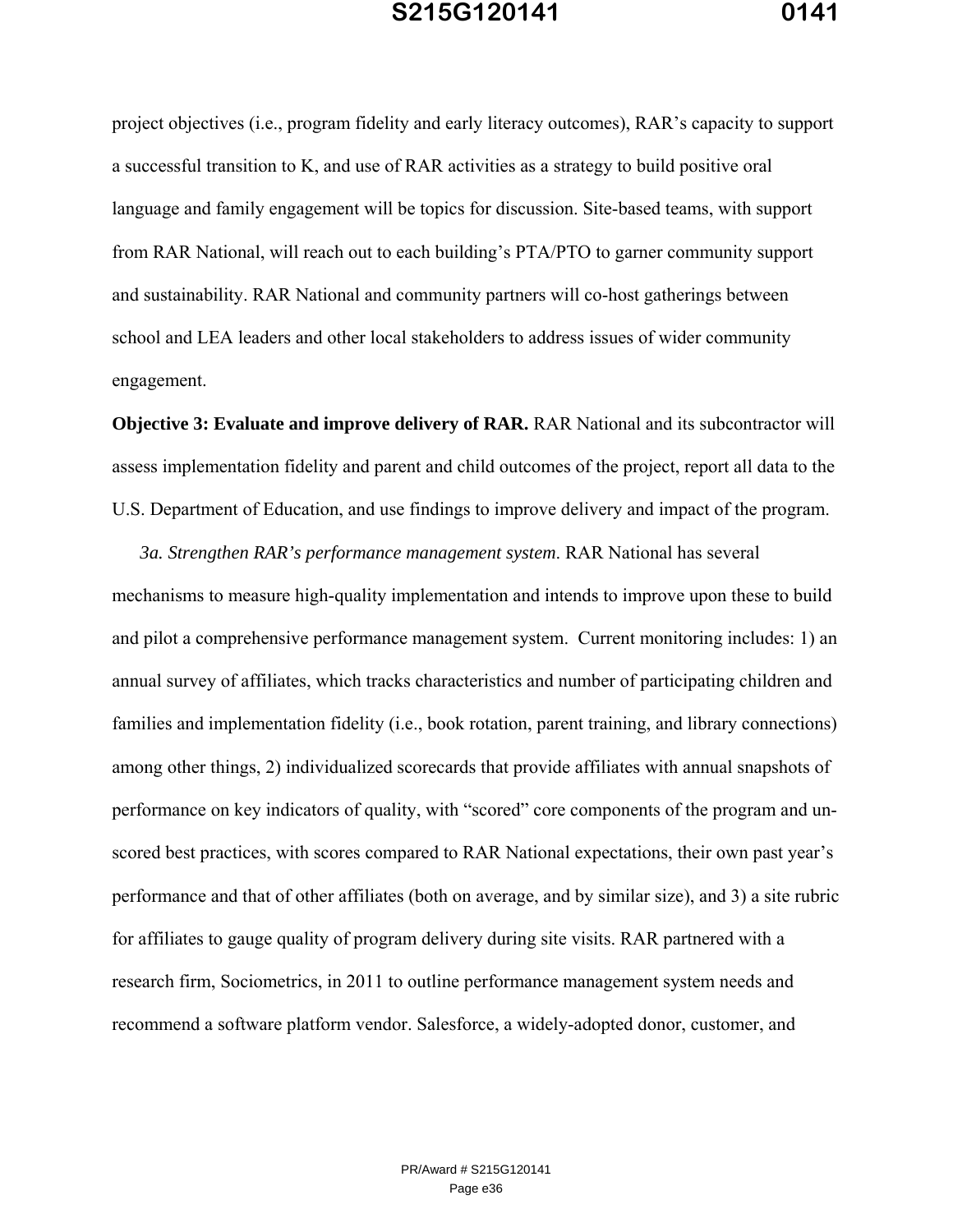project objectives (i.e., program fidelity and early literacy outcomes), RAR's capacity to support a successful transition to K, and use of RAR activities as a strategy to build positive oral language and family engagement will be topics for discussion. Site-based teams, with support from RAR National, will reach out to each building's PTA/PTO to garner community support and sustainability. RAR National and community partners will co-host gatherings between school and LEA leaders and other local stakeholders to address issues of wider community engagement.

**Objective 3: Evaluate and improve delivery of RAR.** RAR National and its subcontractor will assess implementation fidelity and parent and child outcomes of the project, report all data to the U.S. Department of Education, and use findings to improve delivery and impact of the program.

*3a. Strengthen RAR's performance management system*. RAR National has several mechanisms to measure high-quality implementation and intends to improve upon these to build and pilot a comprehensive performance management system. Current monitoring includes: 1) an annual survey of affiliates, which tracks characteristics and number of participating children and families and implementation fidelity (i.e., book rotation, parent training, and library connections) among other things, 2) individualized scorecards that provide affiliates with annual snapshots of performance on key indicators of quality, with "scored" core components of the program and un-scored best practices, with scores compared to RAR National expectations, their own past year's performance and that of other affiliates (both on average, and by similar size), and 3) a site rubric for affiliates to gauge quality of program delivery during site visits. RAR partnered with a research firm, Sociometrics, in 2011 to outline performance management system needs and recommend a software platform vendor. Salesforce, a widely-adopted donor, customer, and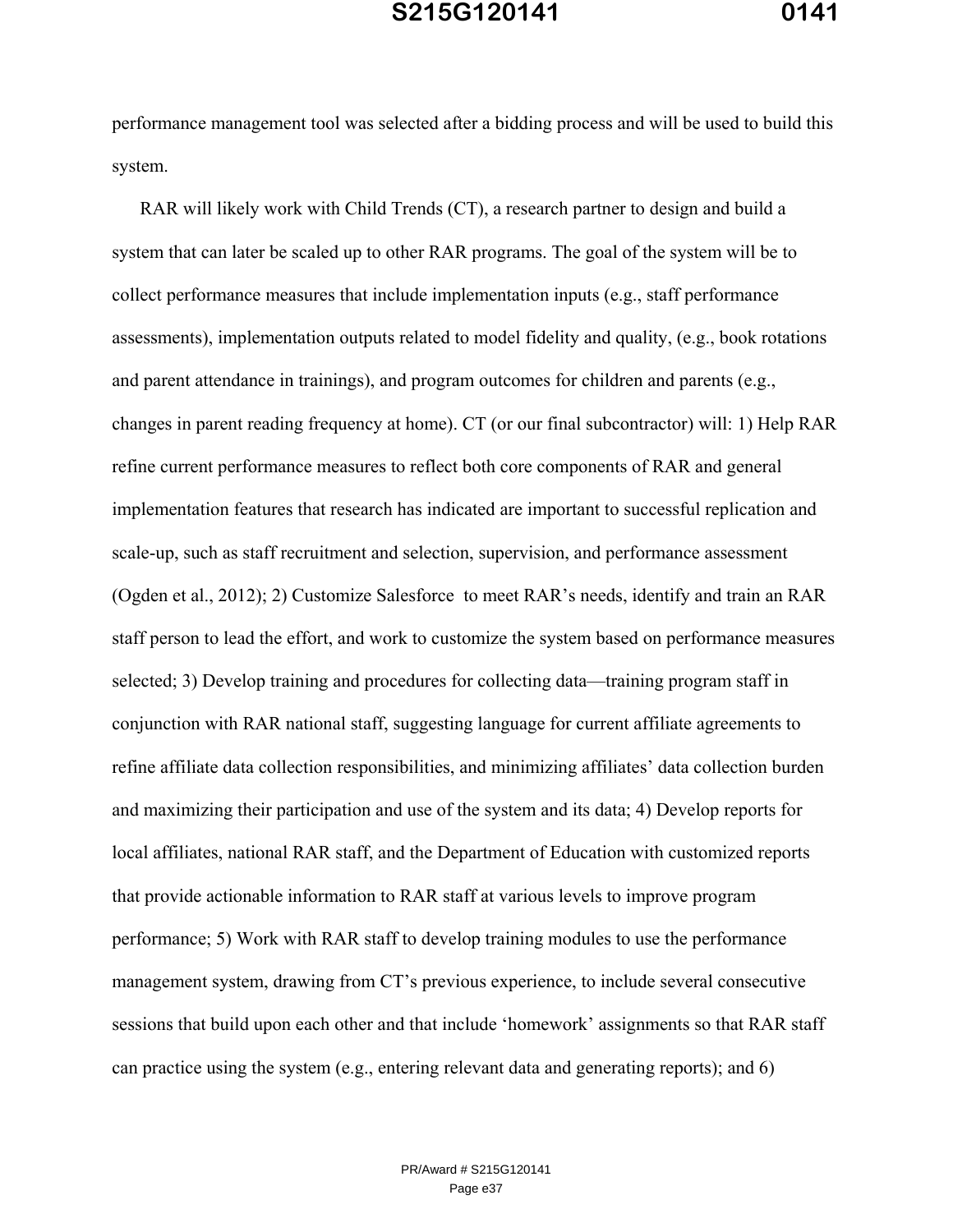performance management tool was selected after a bidding process and will be used to build this system.

RAR will likely work with Child Trends (CT), a research partner to design and build a system that can later be scaled up to other RAR programs. The goal of the system will be to collect performance measures that include implementation inputs (e.g., staff performance assessments), implementation outputs related to model fidelity and quality, (e.g., book rotations and parent attendance in trainings), and program outcomes for children and parents (e.g., changes in parent reading frequency at home). CT (or our final subcontractor) will: 1) Help RAR refine current performance measures to reflect both core components of RAR and general implementation features that research has indicated are important to successful replication and scale-up, such as staff recruitment and selection, supervision, and performance assessment (Ogden et al., 2012); 2) Customize Salesforce to meet RAR's needs, identify and train an RAR staff person to lead the effort, and work to customize the system based on performance measures selected; 3) Develop training and procedures for collecting data—training program staff in conjunction with RAR national staff, suggesting language for current affiliate agreements to refine affiliate data collection responsibilities, and minimizing affiliates' data collection burden and maximizing their participation and use of the system and its data; 4) Develop reports for local affiliates, national RAR staff, and the Department of Education with customized reports that provide actionable information to RAR staff at various levels to improve program performance; 5) Work with RAR staff to develop training modules to use the performance management system, drawing from CT's previous experience, to include several consecutive sessions that build upon each other and that include 'homework' assignments so that RAR staff can practice using the system (e.g., entering relevant data and generating reports); and 6)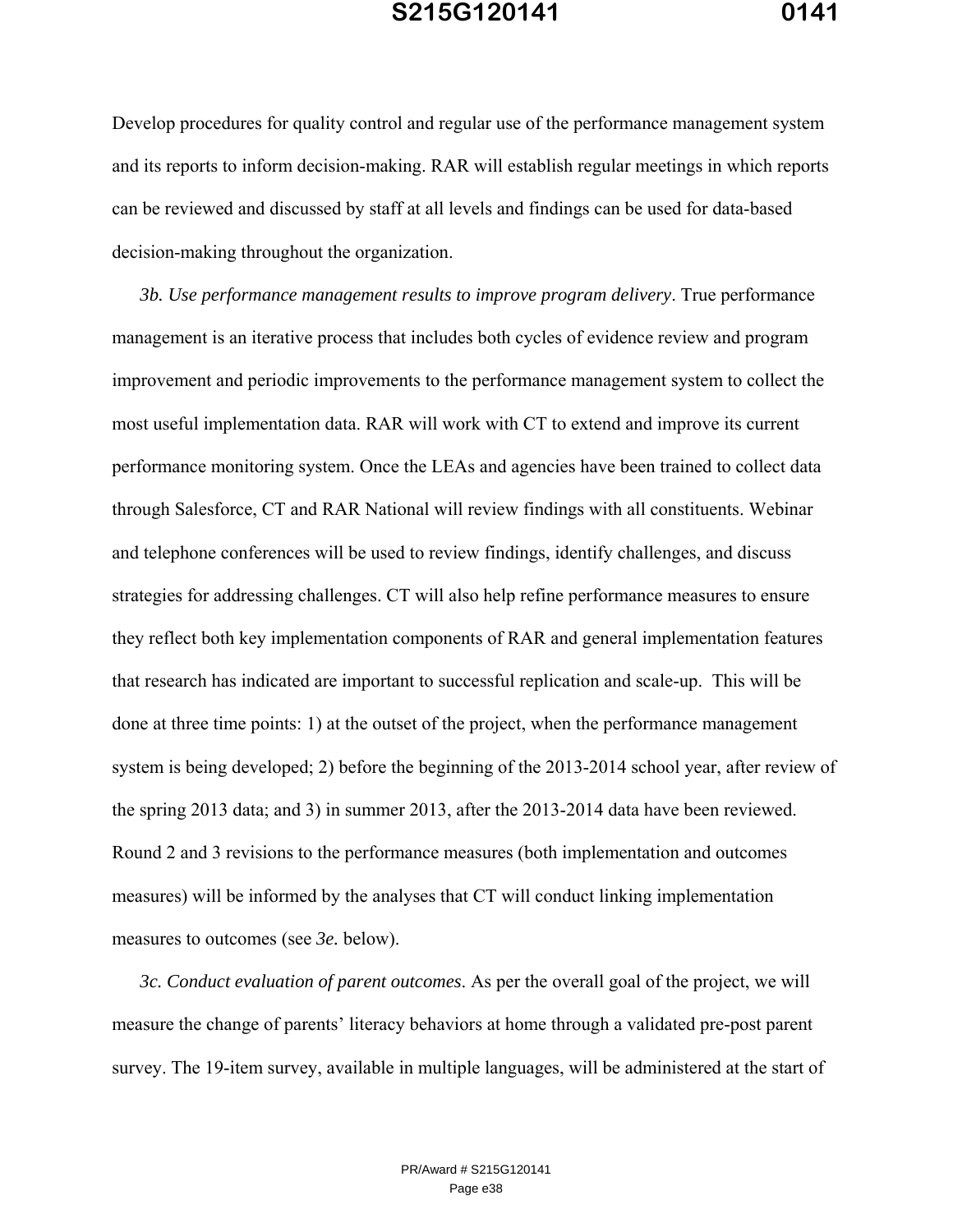Develop procedures for quality control and regular use of the performance management system and its reports to inform decision-making. RAR will establish regular meetings in which reports can be reviewed and discussed by staff at all levels and findings can be used for data-based decision-making throughout the organization.

*3b. Use performance management results to improve program delivery*. True performance management is an iterative process that includes both cycles of evidence review and program improvement and periodic improvements to the performance management system to collect the most useful implementation data. RAR will work with CT to extend and improve its current performance monitoring system. Once the LEAs and agencies have been trained to collect data through Salesforce, CT and RAR National will review findings with all constituents. Webinar and telephone conferences will be used to review findings, identify challenges, and discuss strategies for addressing challenges. CT will also help refine performance measures to ensure they reflect both key implementation components of RAR and general implementation features that research has indicated are important to successful replication and scale-up. This will be done at three time points: 1) at the outset of the project, when the performance management system is being developed; 2) before the beginning of the 2013-2014 school year, after review of the spring 2013 data; and 3) in summer 2013, after the 2013-2014 data have been reviewed. Round 2 and 3 revisions to the performance measures (both implementation and outcomes measures) will be informed by the analyses that CT will conduct linking implementation measures to outcomes (see *3e.* below).

*3c. Conduct evaluation of parent outcomes*. As per the overall goal of the project, we will measure the change of parents' literacy behaviors at home through a validated pre-post parent survey. The 19-item survey, available in multiple languages, will be administered at the start of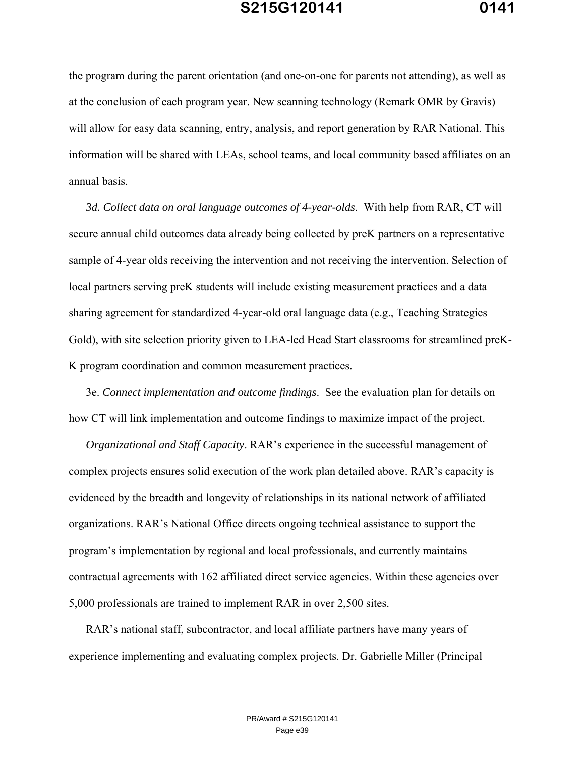the program during the parent orientation (and one-on-one for parents not attending), as well as at the conclusion of each program year. New scanning technology (Remark OMR by Gravis) will allow for easy data scanning, entry, analysis, and report generation by RAR National. This information will be shared with LEAs, school teams, and local community based affiliates on an annual basis.

*3d. Collect data on oral language outcomes of 4-year-olds*. With help from RAR, CT will secure annual child outcomes data already being collected by preK partners on a representative sample of 4-year olds receiving the intervention and not receiving the intervention. Selection of local partners serving preK students will include existing measurement practices and a data sharing agreement for standardized 4-year-old oral language data (e.g., Teaching Strategies Gold), with site selection priority given to LEA-led Head Start classrooms for streamlined preK-K program coordination and common measurement practices.

3e. *Connect implementation and outcome findings*. See the evaluation plan for details on how CT will link implementation and outcome findings to maximize impact of the project.

*Organizational and Staff Capacity*. RAR's experience in the successful management of complex projects ensures solid execution of the work plan detailed above. RAR's capacity is evidenced by the breadth and longevity of relationships in its national network of affiliated organizations. RAR's National Office directs ongoing technical assistance to support the program's implementation by regional and local professionals, and currently maintains contractual agreements with 162 affiliated direct service agencies. Within these agencies over 5,000 professionals are trained to implement RAR in over 2,500 sites.

RAR's national staff, subcontractor, and local affiliate partners have many years of experience implementing and evaluating complex projects. Dr. Gabrielle Miller (Principal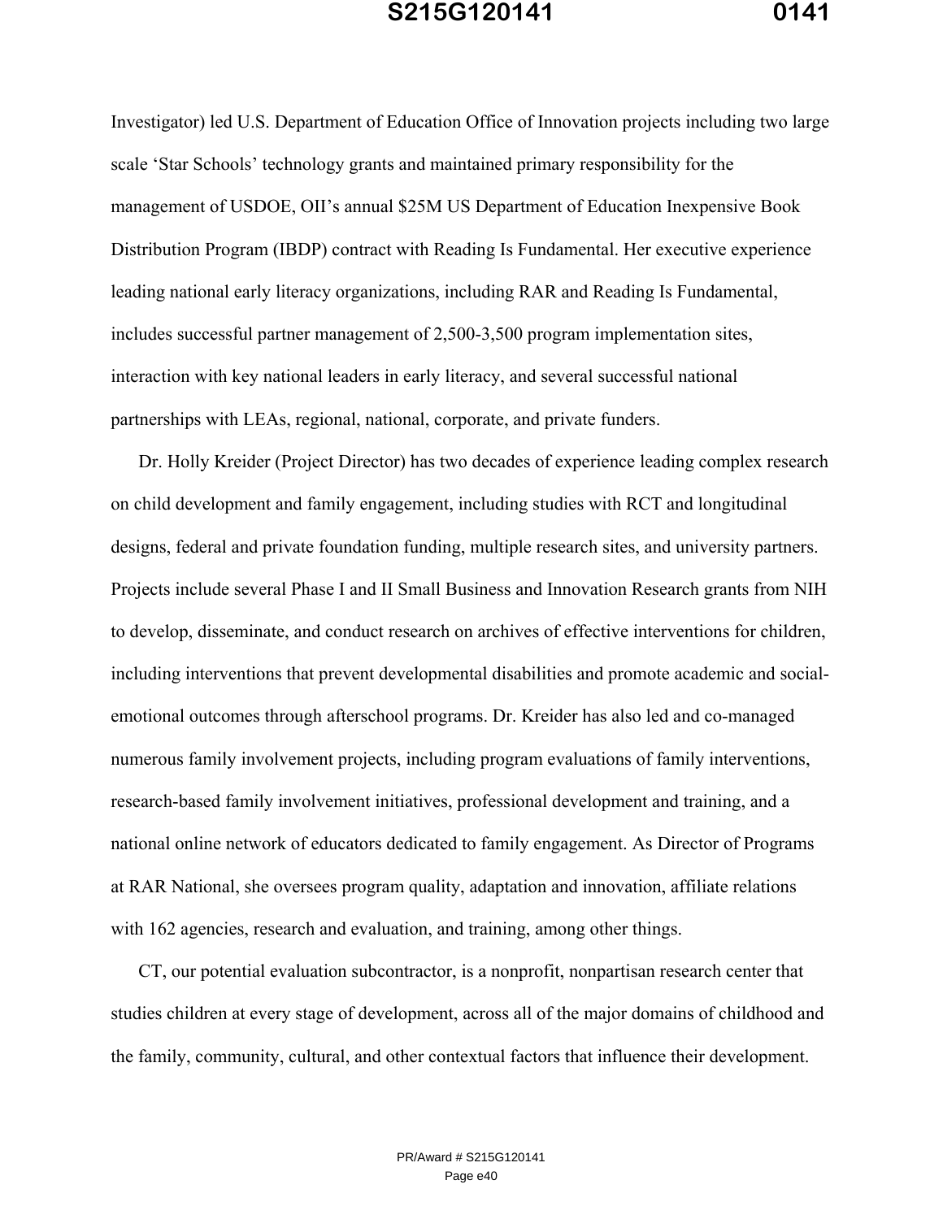Investigator) led U.S. Department of Education Office of Innovation projects including two large scale 'Star Schools' technology grants and maintained primary responsibility for the management of USDOE, OII's annual $25M US Department of Education Inexpensive Book Distribution Program (IBDP) contract with Reading Is Fundamental. Her executive experience leading national early literacy organizations, including RAR and Reading Is Fundamental, includes successful partner management of 2,500-3,500 program implementation sites, interaction with key national leaders in early literacy, and several successful national partnerships with LEAs, regional, national, corporate, and private funders.

Dr. Holly Kreider (Project Director) has two decades of experience leading complex research on child development and family engagement, including studies with RCT and longitudinal designs, federal and private foundation funding, multiple research sites, and university partners. Projects include several Phase I and II Small Business and Innovation Research grants from NIH to develop, disseminate, and conduct research on archives of effective interventions for children, including interventions that prevent developmental disabilities and promote academic and social-emotional outcomes through afterschool programs. Dr. Kreider has also led and co-managed numerous family involvement projects, including program evaluations of family interventions, research-based family involvement initiatives, professional development and training, and a national online network of educators dedicated to family engagement. As Director of Programs at RAR National, she oversees program quality, adaptation and innovation, affiliate relations with 162 agencies, research and evaluation, and training, among other things.

CT, our potential evaluation subcontractor, is a nonprofit, nonpartisan research center that studies children at every stage of development, across all of the major domains of childhood and the family, community, cultural, and other contextual factors that influence their development.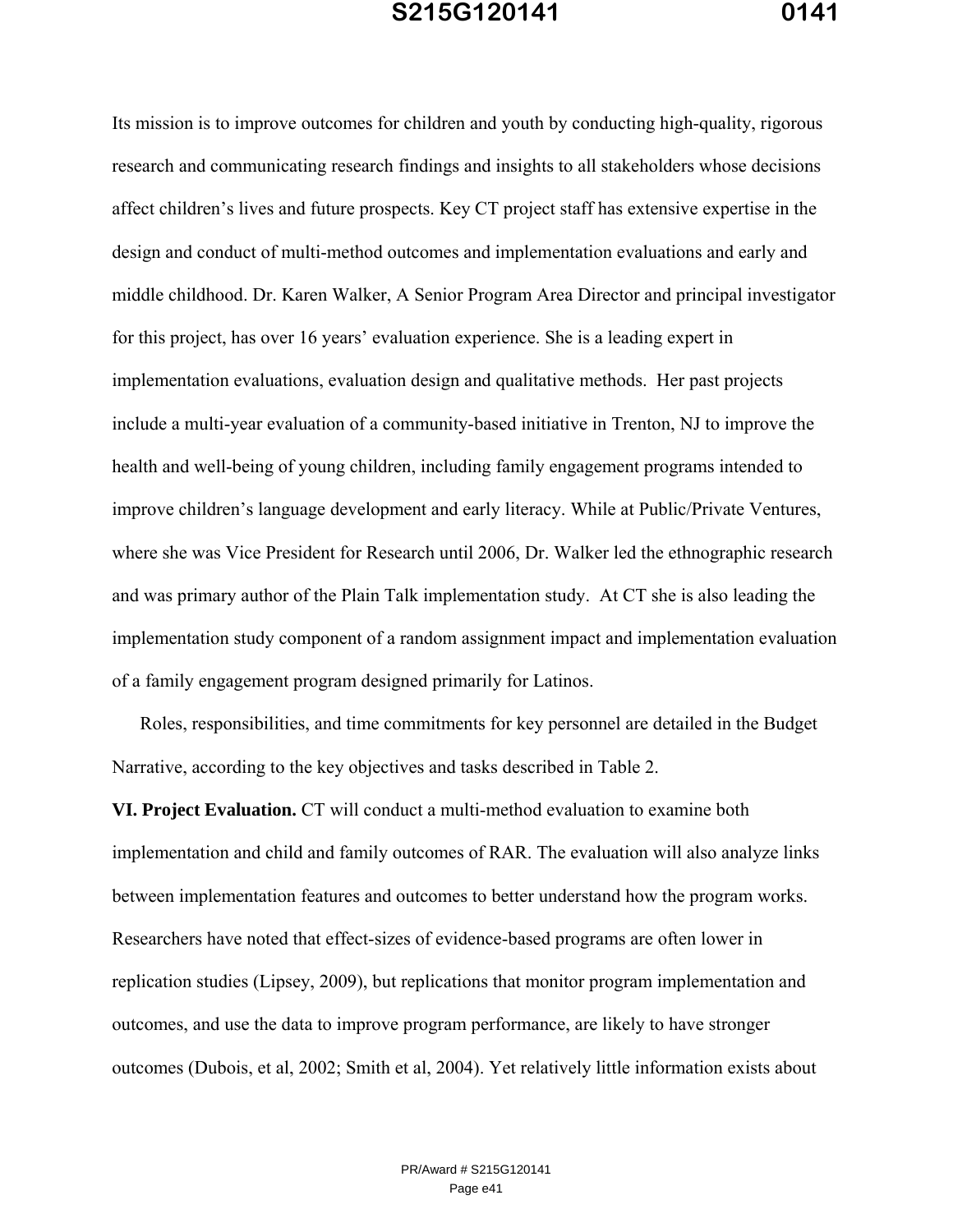Its mission is to improve outcomes for children and youth by conducting high-quality, rigorous research and communicating research findings and insights to all stakeholders whose decisions affect children's lives and future prospects. Key CT project staff has extensive expertise in the design and conduct of multi-method outcomes and implementation evaluations and early and middle childhood. Dr. Karen Walker, A Senior Program Area Director and principal investigator for this project, has over 16 years' evaluation experience. She is a leading expert in implementation evaluations, evaluation design and qualitative methods. Her past projects include a multi-year evaluation of a community-based initiative in Trenton, NJ to improve the health and well-being of young children, including family engagement programs intended to improve children's language development and early literacy. While at Public/Private Ventures, where she was Vice President for Research until 2006, Dr. Walker led the ethnographic research and was primary author of the Plain Talk implementation study. At CT she is also leading the implementation study component of a random assignment impact and implementation evaluation of a family engagement program designed primarily for Latinos.

Roles, responsibilities, and time commitments for key personnel are detailed in the Budget Narrative, according to the key objectives and tasks described in Table 2.

**VI. Project Evaluation.** CT will conduct a multi-method evaluation to examine both implementation and child and family outcomes of RAR. The evaluation will also analyze links between implementation features and outcomes to better understand how the program works. Researchers have noted that effect-sizes of evidence-based programs are often lower in replication studies (Lipsey, 2009), but replications that monitor program implementation and outcomes, and use the data to improve program performance, are likely to have stronger outcomes (Dubois, et al, 2002; Smith et al, 2004). Yet relatively little information exists about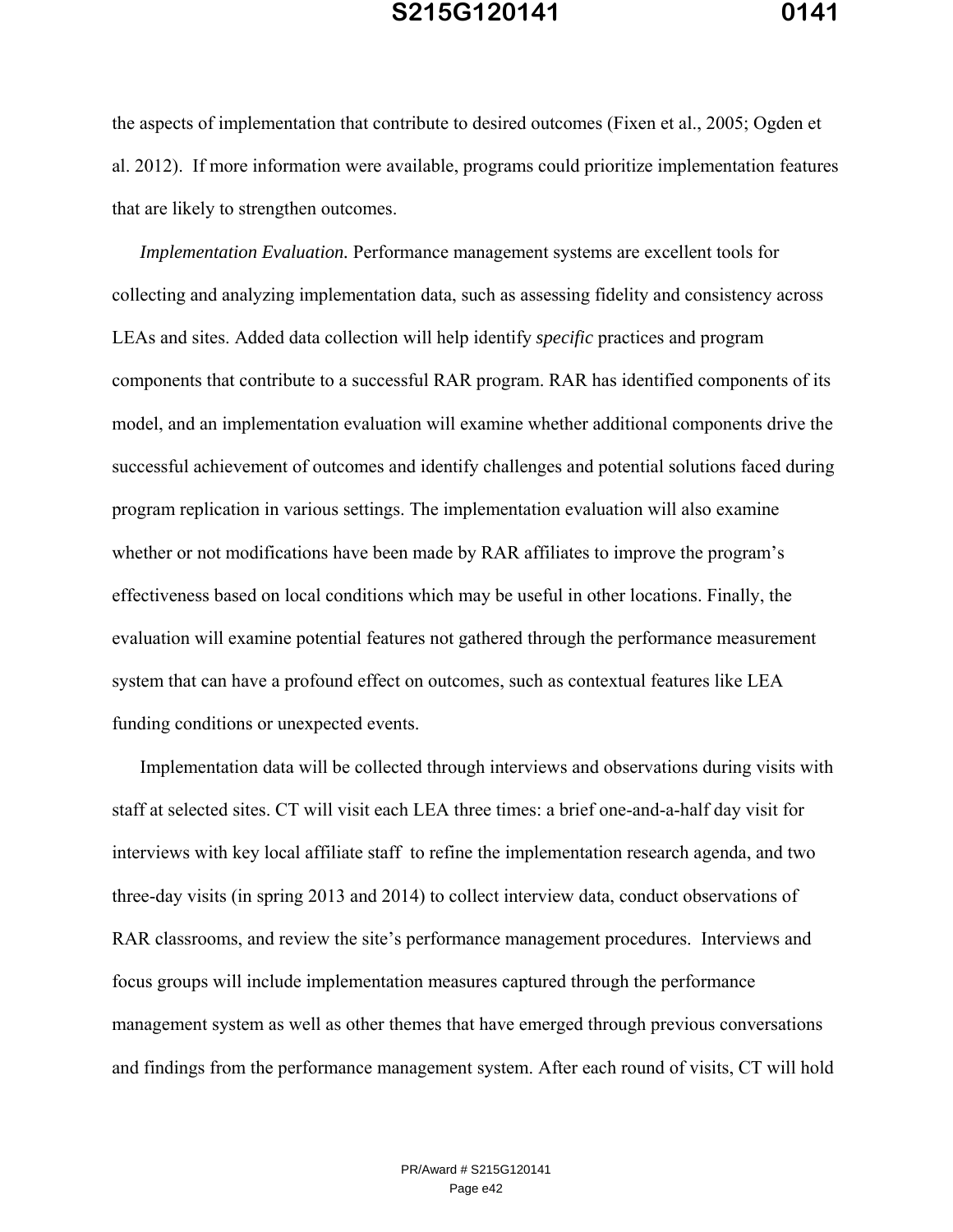the aspects of implementation that contribute to desired outcomes (Fixen et al., 2005; Ogden et al. 2012). If more information were available, programs could prioritize implementation features that are likely to strengthen outcomes.

*Implementation Evaluation.* Performance management systems are excellent tools for collecting and analyzing implementation data, such as assessing fidelity and consistency across LEAs and sites. Added data collection will help identify *specific* practices and program components that contribute to a successful RAR program. RAR has identified components of its model, and an implementation evaluation will examine whether additional components drive the successful achievement of outcomes and identify challenges and potential solutions faced during program replication in various settings. The implementation evaluation will also examine whether or not modifications have been made by RAR affiliates to improve the program's effectiveness based on local conditions which may be useful in other locations. Finally, the evaluation will examine potential features not gathered through the performance measurement system that can have a profound effect on outcomes, such as contextual features like LEA funding conditions or unexpected events.

Implementation data will be collected through interviews and observations during visits with staff at selected sites. CT will visit each LEA three times: a brief one-and-a-half day visit for interviews with key local affiliate staff to refine the implementation research agenda, and two three-day visits (in spring 2013 and 2014) to collect interview data, conduct observations of RAR classrooms, and review the site's performance management procedures. Interviews and focus groups will include implementation measures captured through the performance management system as well as other themes that have emerged through previous conversations and findings from the performance management system. After each round of visits, CT will hold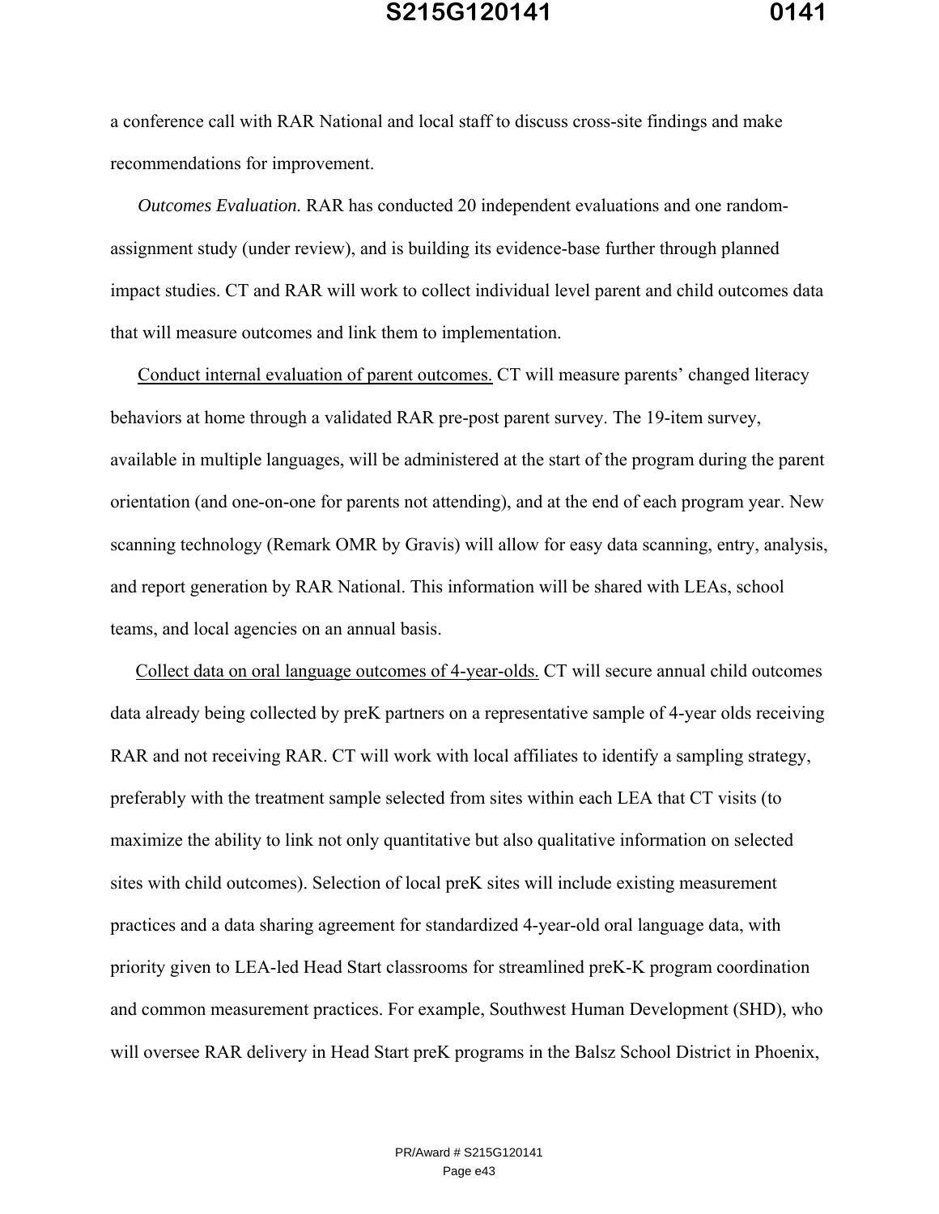a conference call with RAR National and local staff to discuss cross-site findings and make recommendations for improvement.

*Outcomes Evaluation.* RAR has conducted 20 independent evaluations and one random-assignment study (under review), and is building its evidence-base further through planned impact studies. CT and RAR will work to collect individual level parent and child outcomes data that will measure outcomes and link them to implementation.

<u>Conduct internal evaluation of parent outcomes.</u> CT will measure parents' changed literacy behaviors at home through a validated RAR pre-post parent survey. The 19-item survey, available in multiple languages, will be administered at the start of the program during the parent orientation (and one-on-one for parents not attending), and at the end of each program year. New scanning technology (Remark OMR by Gravis) will allow for easy data scanning, entry, analysis, and report generation by RAR National. This information will be shared with LEAs, school teams, and local agencies on an annual basis.

<u>Collect data on oral language outcomes of 4-year-olds.</u> CT will secure annual child outcomes data already being collected by preK partners on a representative sample of 4-year olds receiving RAR and not receiving RAR. CT will work with local affiliates to identify a sampling strategy, preferably with the treatment sample selected from sites within each LEA that CT visits (to maximize the ability to link not only quantitative but also qualitative information on selected sites with child outcomes). Selection of local preK sites will include existing measurement practices and a data sharing agreement for standardized 4-year-old oral language data, with priority given to LEA-led Head Start classrooms for streamlined preK-K program coordination and common measurement practices. For example, Southwest Human Development (SHD), who will oversee RAR delivery in Head Start preK programs in the Balsz School District in Phoenix,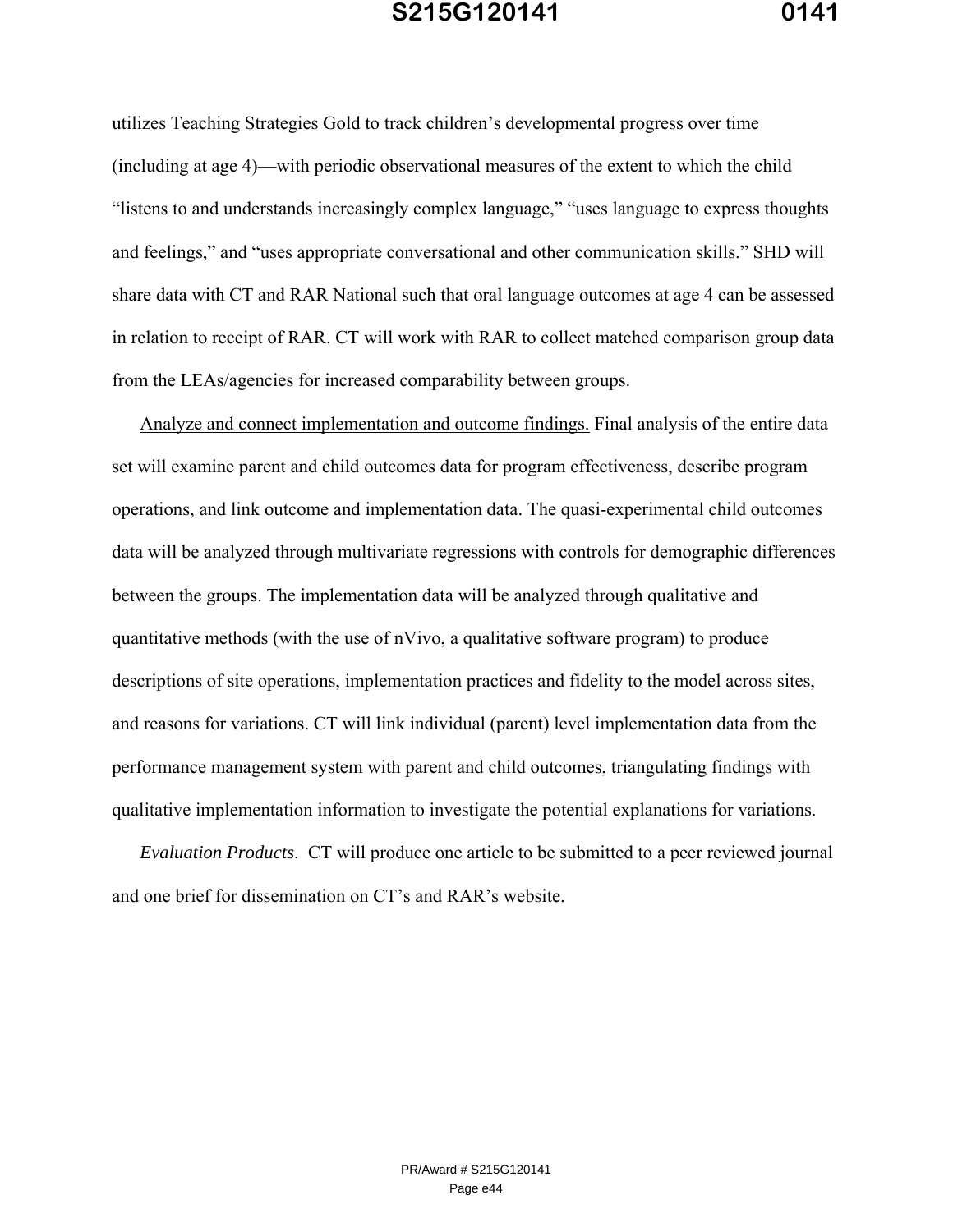utilizes Teaching Strategies Gold to track children's developmental progress over time (including at age 4)—with periodic observational measures of the extent to which the child "listens to and understands increasingly complex language," "uses language to express thoughts and feelings," and "uses appropriate conversational and other communication skills." SHD will share data with CT and RAR National such that oral language outcomes at age 4 can be assessed in relation to receipt of RAR. CT will work with RAR to collect matched comparison group data from the LEAs/agencies for increased comparability between groups.

<u>Analyze and connect implementation and outcome findings.</u> Final analysis of the entire data set will examine parent and child outcomes data for program effectiveness, describe program operations, and link outcome and implementation data. The quasi-experimental child outcomes data will be analyzed through multivariate regressions with controls for demographic differences between the groups. The implementation data will be analyzed through qualitative and quantitative methods (with the use of nVivo, a qualitative software program) to produce descriptions of site operations, implementation practices and fidelity to the model across sites, and reasons for variations. CT will link individual (parent) level implementation data from the performance management system with parent and child outcomes, triangulating findings with qualitative implementation information to investigate the potential explanations for variations.

*Evaluation Products*. CT will produce one article to be submitted to a peer reviewed journal and one brief for dissemination on CT's and RAR's website.